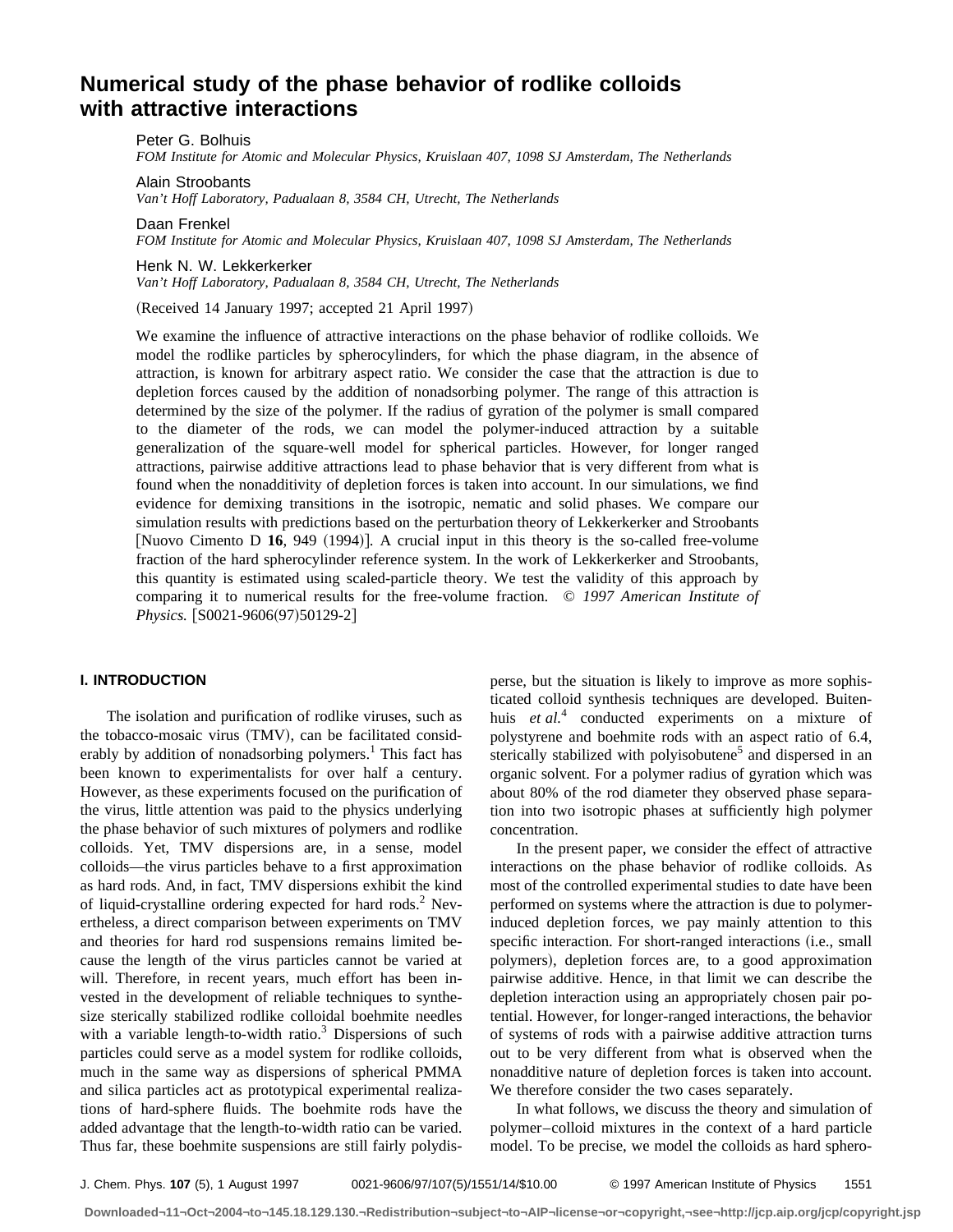# Numerical study of the phase behavior of rodlike colloids with attractive interactions

Peter G. Bolhuis
*FOM Institute for Atomic and Molecular Physics, Kruislaan 407, 1098 SJ Amsterdam, The Netherlands*

Alain Stroobants
*Van't Hoff Laboratory, Padualaan 8, 3584 CH, Utrecht, The Netherlands*

Daan Frenkel
*FOM Institute for Atomic and Molecular Physics, Kruislaan 407, 1098 SJ Amsterdam, The Netherlands*

Henk N. W. Lekkerkerker
*Van't Hoff Laboratory, Padualaan 8, 3584 CH, Utrecht, The Netherlands*

(Received 14 January 1997; accepted 21 April 1997)

We examine the influence of attractive interactions on the phase behavior of rodlike colloids. We model the rodlike particles by spherocylinders, for which the phase diagram, in the absence of attraction, is known for arbitrary aspect ratio. We consider the case that the attraction is due to depletion forces caused by the addition of nonadsorbing polymer. The range of this attraction is determined by the size of the polymer. If the radius of gyration of the polymer is small compared to the diameter of the rods, we can model the polymer-induced attraction by a suitable generalization of the square-well model for spherical particles. However, for longer ranged attractions, pairwise additive attractions lead to phase behavior that is very different from what is found when the nonadditivity of depletion forces is taken into account. In our simulations, we find evidence for demixing transitions in the isotropic, nematic and solid phases. We compare our simulation results with predictions based on the perturbation theory of Lekkerkerker and Stroobants [Nuovo Cimento D **16**, 949 (1994)]. A crucial input in this theory is the so-called free-volume fraction of the hard spherocylinder reference system. In the work of Lekkerkerker and Stroobants, this quantity is estimated using scaled-particle theory. We test the validity of this approach by comparing it to numerical results for the free-volume fraction. *© 1997 American Institute of Physics.* [S0021-9606(97)50129-2]

## I. INTRODUCTION

The isolation and purification of rodlike viruses, such as the tobacco-mosaic virus (TMV), can be facilitated considerably by addition of nonadsorbing polymers.[1] This fact has been known to experimentalists for over half a century. However, as these experiments focused on the purification of the virus, little attention was paid to the physics underlying the phase behavior of such mixtures of polymers and rodlike colloids. Yet, TMV dispersions are, in a sense, model colloids—the virus particles behave to a first approximation as hard rods. And, in fact, TMV dispersions exhibit the kind of liquid-crystalline ordering expected for hard rods.[2] Nevertheless, a direct comparison between experiments on TMV and theories for hard rod suspensions remains limited because the length of the virus particles cannot be varied at will. Therefore, in recent years, much effort has been invested in the development of reliable techniques to synthesize sterically stabilized rodlike colloidal boehmite needles with a variable length-to-width ratio.[3] Dispersions of such particles could serve as a model system for rodlike colloids, much in the same way as dispersions of spherical PMMA and silica particles act as prototypical experimental realizations of hard-sphere fluids. The boehmite rods have the added advantage that the length-to-width ratio can be varied. Thus far, these boehmite suspensions are still fairly polydisperse, but the situation is likely to improve as more sophisticated colloid synthesis techniques are developed. Buitenhuis *et al.*[4] conducted experiments on a mixture of polystyrene and boehmite rods with an aspect ratio of 6.4, sterically stabilized with polyisobutene[5] and dispersed in an organic solvent. For a polymer radius of gyration which was about 80% of the rod diameter they observed phase separation into two isotropic phases at sufficiently high polymer concentration.

In the present paper, we consider the effect of attractive interactions on the phase behavior of rodlike colloids. As most of the controlled experimental studies to date have been performed on systems where the attraction is due to polymer-induced depletion forces, we pay mainly attention to this specific interaction. For short-ranged interactions (i.e., small polymers), depletion forces are, to a good approximation pairwise additive. Hence, in that limit we can describe the depletion interaction using an appropriately chosen pair potential. However, for longer-ranged interactions, the behavior of systems of rods with a pairwise additive attraction turns out to be very different from what is observed when the nonadditive nature of depletion forces is taken into account. We therefore consider the two cases separately.

In what follows, we discuss the theory and simulation of polymer–colloid mixtures in the context of a hard particle model. To be precise, we model the colloids as hard sphero-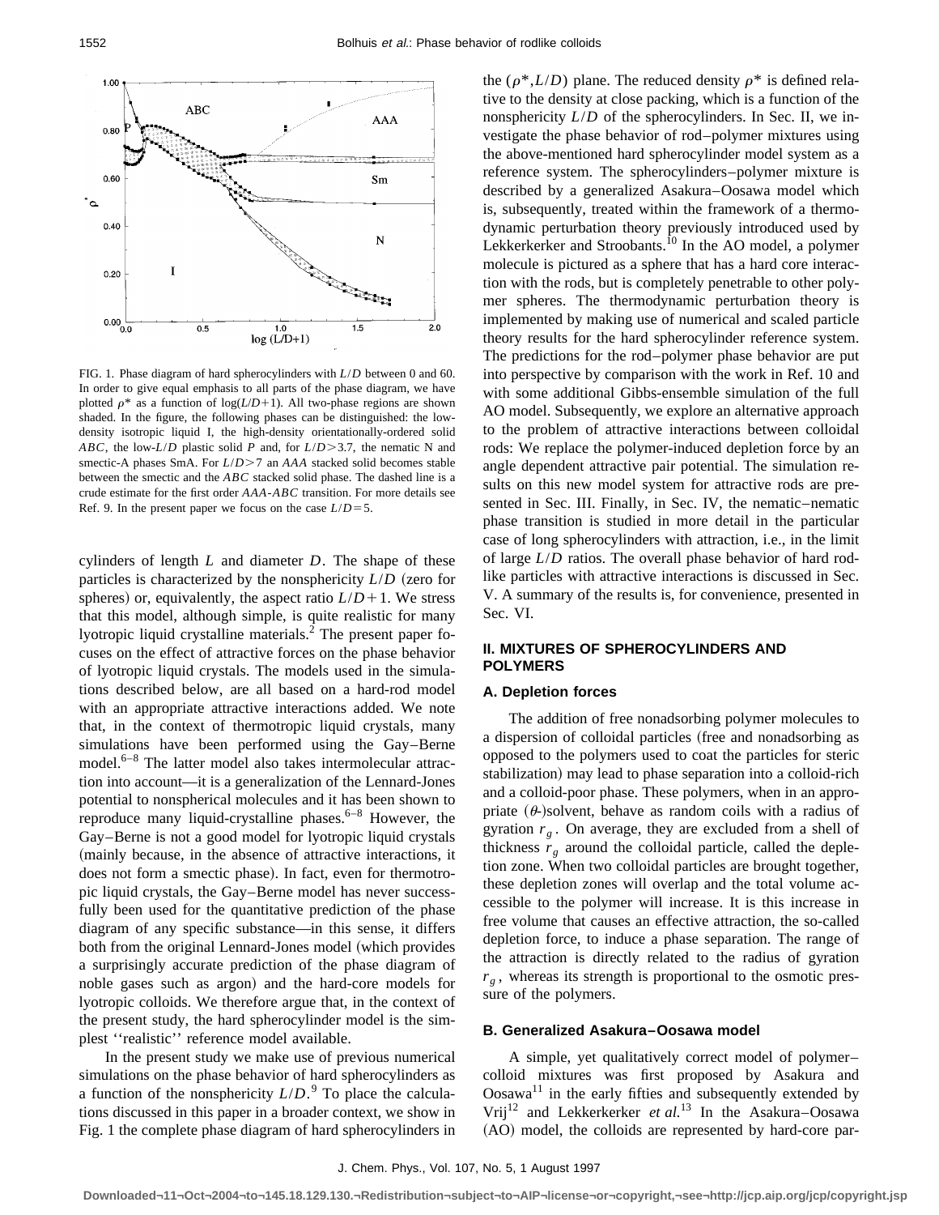FIG. 1. Phase diagram of hard spherocylinders with $L/D$ between 0 and 60. In order to give equal emphasis to all parts of the phase diagram, we have plotted $\rho^*$ as a function of $\log(L/D+1)$. All two-phase regions are shown shaded. In the figure, the following phases can be distinguished: the low-density isotropic liquid I, the high-density orientationally-ordered solid *ABC*, the low-$L/D$ plastic solid *P* and, for $L/D>3.7$, the nematic N and smectic-A phases SmA. For $L/D>7$ an *AAA* stacked solid becomes stable between the smectic and the *ABC* stacked solid phase. The dashed line is a crude estimate for the first order *AAA*-*ABC* transition. For more details see Ref. 9. In the present paper we focus on the case $L/D=5$.

cylinders of length $L$ and diameter $D$. The shape of these particles is characterized by the nonsphericity $L/D$ (zero for spheres) or, equivalently, the aspect ratio $L/D+1$. We stress that this model, although simple, is quite realistic for many lyotropic liquid crystalline materials.[2] The present paper focuses on the effect of attractive forces on the phase behavior of lyotropic liquid crystals. The models used in the simulations described below, are all based on a hard-rod model with an appropriate attractive interactions added. We note that, in the context of thermotropic liquid crystals, many simulations have been performed using the Gay–Berne model.[6–8] The latter model also takes intermolecular attraction into account—it is a generalization of the Lennard-Jones potential to nonspherical molecules and it has been shown to reproduce many liquid-crystalline phases.[6–8] However, the Gay–Berne is not a good model for lyotropic liquid crystals (mainly because, in the absence of attractive interactions, it does not form a smectic phase). In fact, even for thermotropic liquid crystals, the Gay–Berne model has never successfully been used for the quantitative prediction of the phase diagram of any specific substance—in this sense, it differs both from the original Lennard-Jones model (which provides a surprisingly accurate prediction of the phase diagram of noble gases such as argon) and the hard-core models for lyotropic colloids. We therefore argue that, in the context of the present study, the hard spherocylinder model is the simplest ''realistic'' reference model available.

In the present study we make use of previous numerical simulations on the phase behavior of hard spherocylinders as a function of the nonsphericity $L/D$.[9] To place the calculations discussed in this paper in a broader context, we show in Fig. 1 the complete phase diagram of hard spherocylinders in the $(\rho^*, L/D)$ plane. The reduced density $\rho^*$ is defined relative to the density at close packing, which is a function of the nonsphericity $L/D$ of the spherocylinders. In Sec. II, we investigate the phase behavior of rod–polymer mixtures using the above-mentioned hard spherocylinder model system as a reference system. The spherocylinders–polymer mixture is described by a generalized Asakura–Oosawa model which is, subsequently, treated within the framework of a thermodynamic perturbation theory previously introduced used by Lekkerkerker and Stroobants.[10] In the AO model, a polymer molecule is pictured as a sphere that has a hard core interaction with the rods, but is completely penetrable to other polymer spheres. The thermodynamic perturbation theory is implemented by making use of numerical and scaled particle theory results for the hard spherocylinder reference system. The predictions for the rod–polymer phase behavior are put into perspective by comparison with the work in Ref. 10 and with some additional Gibbs-ensemble simulation of the full AO model. Subsequently, we explore an alternative approach to the problem of attractive interactions between colloidal rods: We replace the polymer-induced depletion force by an angle dependent attractive pair potential. The simulation results on this new model system for attractive rods are presented in Sec. III. Finally, in Sec. IV, the nematic–nematic phase transition is studied in more detail in the particular case of long spherocylinders with attraction, i.e., in the limit of large $L/D$ ratios. The overall phase behavior of hard rodlike particles with attractive interactions is discussed in Sec. V. A summary of the results is, for convenience, presented in Sec. VI.

## II. MIXTURES OF SPHEROCYLINDERS AND POLYMERS

### A. Depletion forces

The addition of free nonadsorbing polymer molecules to a dispersion of colloidal particles (free and nonadsorbing as opposed to the polymers used to coat the particles for steric stabilization) may lead to phase separation into a colloid-rich and a colloid-poor phase. These polymers, when in an appropriate ($\theta$-)solvent, behave as random coils with a radius of gyration $r_g$. On average, they are excluded from a shell of thickness $r_g$ around the colloidal particle, called the depletion zone. When two colloidal particles are brought together, these depletion zones will overlap and the total volume accessible to the polymer will increase. It is this increase in free volume that causes an effective attraction, the so-called depletion force, to induce a phase separation. The range of the attraction is directly related to the radius of gyration $r_g$, whereas its strength is proportional to the osmotic pressure of the polymers.

### B. Generalized Asakura–Oosawa model

A simple, yet qualitatively correct model of polymer–colloid mixtures was first proposed by Asakura and Oosawa[11] in the early fifties and subsequently extended by Vrij[12] and Lekkerkerker *et al.*[13] In the Asakura–Oosawa (AO) model, the colloids are represented by hard-core par-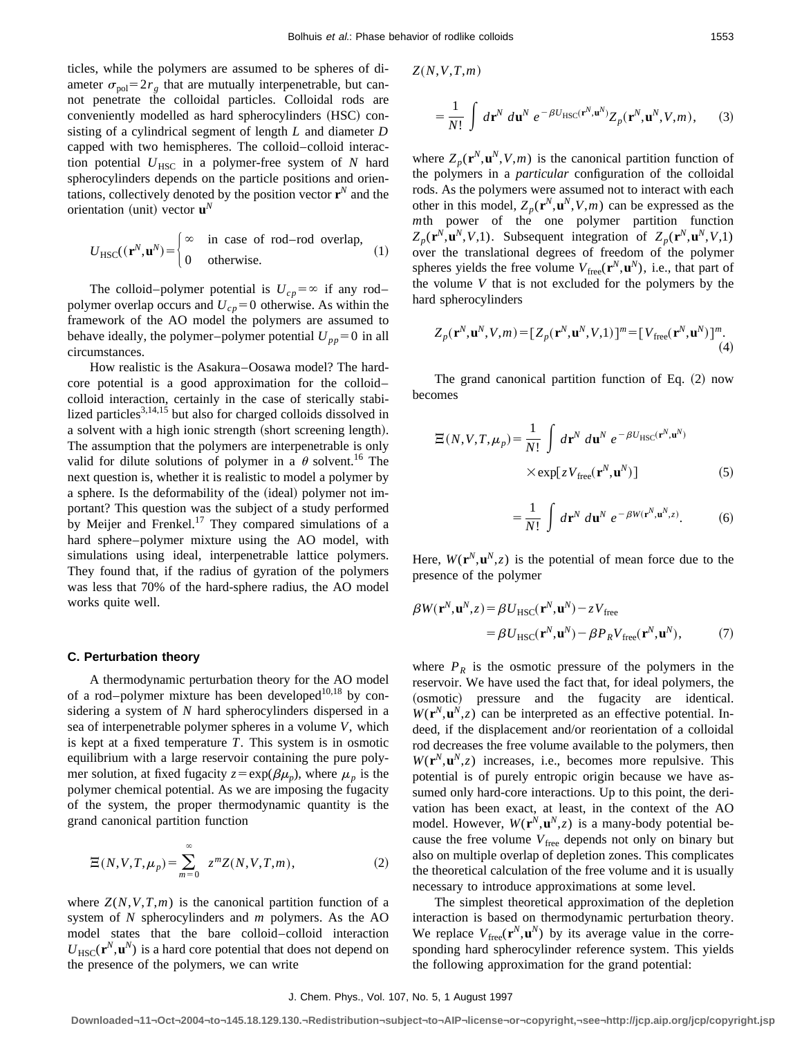ticles, while the polymers are assumed to be spheres of diameter $\sigma_{\rm pol}=2r_g$ that are mutually interpenetrable, but cannot penetrate the colloidal particles. Colloidal rods are conveniently modelled as hard spherocylinders (HSC) consisting of a cylindrical segment of length $L$ and diameter $D$ capped with two hemispheres. The colloid–colloid interaction potential $U_{\rm HSC}$ in a polymer-free system of $N$ hard spherocylinders depends on the particle positions and orientations, collectively denoted by the position vector $\mathbf{r}^N$ and the orientation (unit) vector $\mathbf{u}^N$

$$U_{\rm HSC}((\mathbf{r}^N,\mathbf{u}^N)=\begin{cases}\infty & \text{in case of rod–rod overlap,}\\ 0 & \text{otherwise.}\end{cases} \tag{1}$$

The colloid–polymer potential is $U_{cp}=\infty$ if any rod–polymer overlap occurs and $U_{cp}=0$ otherwise. As within the framework of the AO model the polymers are assumed to behave ideally, the polymer–polymer potential $U_{pp}=0$ in all circumstances.

How realistic is the Asakura–Oosawa model? The hard-core potential is a good approximation for the colloid–colloid interaction, certainly in the case of sterically stabilized particles[3,14,15] but also for charged colloids dissolved in a solvent with a high ionic strength (short screening length). The assumption that the polymers are interpenetrable is only valid for dilute solutions of polymer in a $\theta$ solvent.[16] The next question is, whether it is realistic to model a polymer by a sphere. Is the deformability of the (ideal) polymer not important? This question was the subject of a study performed by Meijer and Frenkel.[17] They compared simulations of a hard sphere–polymer mixture using the AO model, with simulations using ideal, interpenetrable lattice polymers. They found that, if the radius of gyration of the polymers was less that 70% of the hard-sphere radius, the AO model works quite well.

### C. Perturbation theory

A thermodynamic perturbation theory for the AO model of a rod–polymer mixture has been developed[10,18] by considering a system of $N$ hard spherocylinders dispersed in a sea of interpenetrable polymer spheres in a volume $V$, which is kept at a fixed temperature $T$. This system is in osmotic equilibrium with a large reservoir containing the pure polymer solution, at fixed fugacity $z=\exp(\beta\mu_p)$, where $\mu_p$ is the polymer chemical potential. As we are imposing the fugacity of the system, the proper thermodynamic quantity is the grand canonical partition function

$$\Xi(N,V,T,\mu_p)=\sum_{m=0}^{\infty} z^m Z(N,V,T,m), \tag{2}$$

where $Z(N,V,T,m)$ is the canonical partition function of a system of $N$ spherocylinders and $m$ polymers. As the AO model states that the bare colloid–colloid interaction $U_{\rm HSC}(\mathbf{r}^N,\mathbf{u}^N)$ is a hard core potential that does not depend on the presence of the polymers, we can write

$$Z(N,V,T,m)=\frac{1}{N!}\int d\mathbf{r}^N\, d\mathbf{u}^N\, e^{-\beta U_{\rm HSC}(\mathbf{r}^N,\mathbf{u}^N)} Z_p(\mathbf{r}^N,\mathbf{u}^N,V,m), \tag{3}$$

where $Z_p(\mathbf{r}^N,\mathbf{u}^N,V,m)$ is the canonical partition function of the polymers in a *particular* configuration of the colloidal rods. As the polymers were assumed not to interact with each other in this model, $Z_p(\mathbf{r}^N,\mathbf{u}^N,V,m)$ can be expressed as the $m$th power of the one polymer partition function $Z_p(\mathbf{r}^N,\mathbf{u}^N,V,1)$. Subsequent integration of $Z_p(\mathbf{r}^N,\mathbf{u}^N,V,1)$ over the translational degrees of freedom of the polymer spheres yields the free volume $V_{\rm free}(\mathbf{r}^N,\mathbf{u}^N)$, i.e., that part of the volume $V$ that is not excluded for the polymers by the hard spherocylinders

$$Z_p(\mathbf{r}^N,\mathbf{u}^N,V,m)=[Z_p(\mathbf{r}^N,\mathbf{u}^N,V,1)]^m=[V_{\rm free}(\mathbf{r}^N,\mathbf{u}^N)]^m. \tag{4}$$

The grand canonical partition function of Eq. (2) now becomes

$$\Xi(N,V,T,\mu_p)=\frac{1}{N!}\int d\mathbf{r}^N\, d\mathbf{u}^N\, e^{-\beta U_{\rm HSC}(\mathbf{r}^N,\mathbf{u}^N)} \times\exp[zV_{\rm free}(\mathbf{r}^N,\mathbf{u}^N)] \tag{5}$$

$$=\frac{1}{N!}\int d\mathbf{r}^N\, d\mathbf{u}^N\, e^{-\beta W(\mathbf{r}^N,\mathbf{u}^N,z)}. \tag{6}$$

Here, $W(\mathbf{r}^N,\mathbf{u}^N,z)$ is the potential of mean force due to the presence of the polymer

$$\begin{aligned}\beta W(\mathbf{r}^N,\mathbf{u}^N,z)&=\beta U_{\rm HSC}(\mathbf{r}^N,\mathbf{u}^N)-zV_{\rm free}\\ &=\beta U_{\rm HSC}(\mathbf{r}^N,\mathbf{u}^N)-\beta P_R V_{\rm free}(\mathbf{r}^N,\mathbf{u}^N),\end{aligned} \tag{7}$$

where $P_R$ is the osmotic pressure of the polymers in the reservoir. We have used the fact that, for ideal polymers, the (osmotic) pressure and the fugacity are identical. $W(\mathbf{r}^N,\mathbf{u}^N,z)$ can be interpreted as an effective potential. Indeed, if the displacement and/or reorientation of a colloidal rod decreases the free volume available to the polymers, then $W(\mathbf{r}^N,\mathbf{u}^N,z)$ increases, i.e., becomes more repulsive. This potential is of purely entropic origin because we have assumed only hard-core interactions. Up to this point, the derivation has been exact, at least, in the context of the AO model. However, $W(\mathbf{r}^N,\mathbf{u}^N,z)$ is a many-body potential because the free volume $V_{\rm free}$ depends not only on binary but also on multiple overlap of depletion zones. This complicates the theoretical calculation of the free volume and it is usually necessary to introduce approximations at some level.

The simplest theoretical approximation of the depletion interaction is based on thermodynamic perturbation theory. We replace $V_{\rm free}(\mathbf{r}^N,\mathbf{u}^N)$ by its average value in the corresponding hard spherocylinder reference system. This yields the following approximation for the grand potential: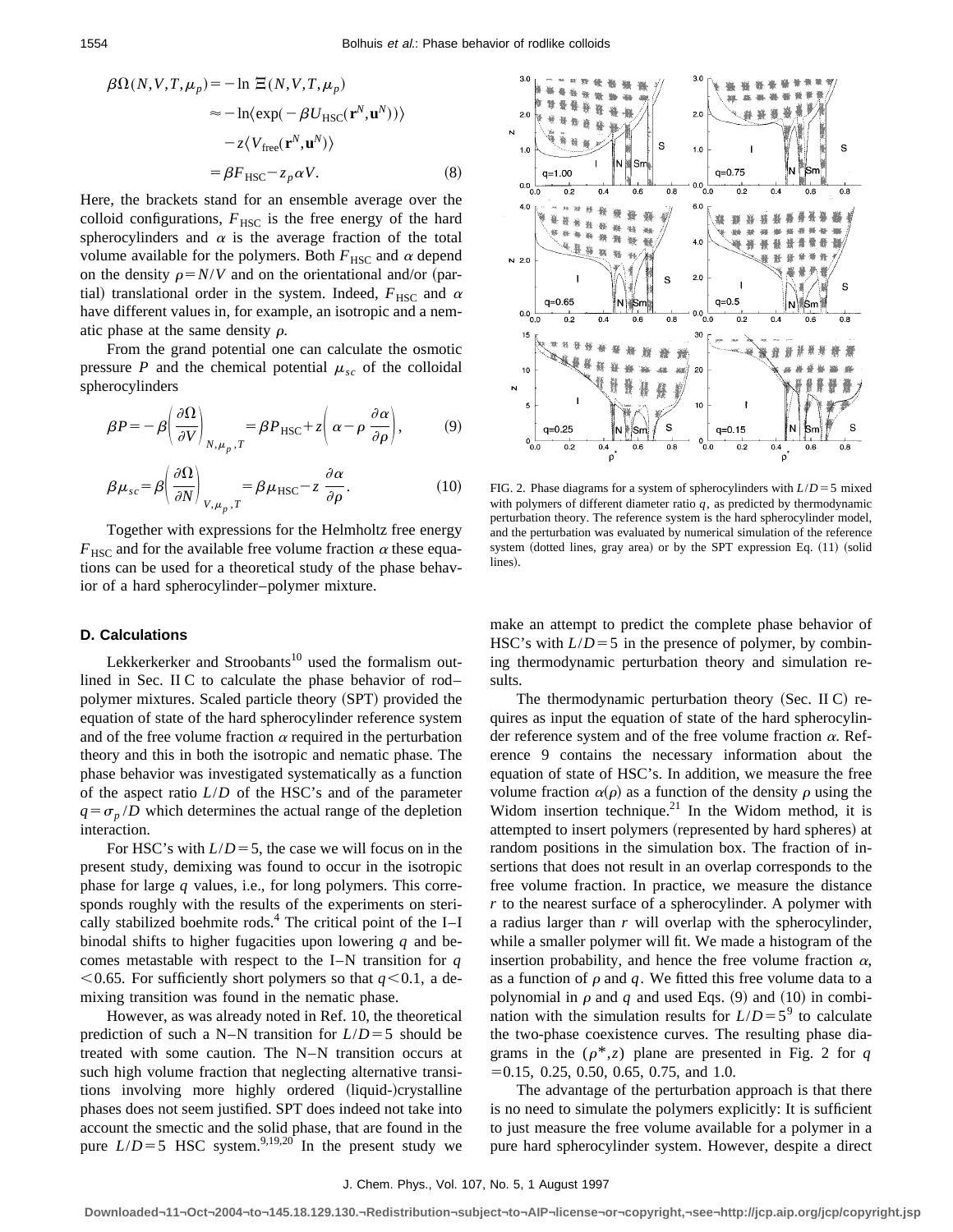$$
\begin{aligned}
\beta\Omega(N,V,T,\mu_p) &= -\ln \Xi(N,V,T,\mu_p) \\
&\approx -\ln\langle \exp(-\beta U_{\text{HSC}}(\mathbf{r}^N,\mathbf{u}^N))\rangle \\
&\quad - z\langle V_{\text{free}}(\mathbf{r}^N,\mathbf{u}^N)\rangle \\
&= \beta F_{\text{HSC}} - z_p \alpha V.
\end{aligned}
\tag{8}
$$

Here, the brackets stand for an ensemble average over the colloid configurations, $F_{\text{HSC}}$ is the free energy of the hard spherocylinders and $\alpha$ is the average fraction of the total volume available for the polymers. Both $F_{\text{HSC}}$ and $\alpha$ depend on the density $\rho = N/V$ and on the orientational and/or (partial) translational order in the system. Indeed, $F_{\text{HSC}}$ and $\alpha$ have different values in, for example, an isotropic and a nematic phase at the same density $\rho$.

From the grand potential one can calculate the osmotic pressure $P$ and the chemical potential $\mu_{sc}$ of the colloidal spherocylinders

$$
\beta P = -\beta\left(\frac{\partial \Omega}{\partial V}\right)_{N,\mu_p,T} = \beta P_{\text{HSC}} + z\left(\alpha - \rho\frac{\partial \alpha}{\partial \rho}\right),
\tag{9}
$$

$$
\beta \mu_{sc} = \beta\left(\frac{\partial \Omega}{\partial N}\right)_{V,\mu_p,T} = \beta \mu_{\text{HSC}} - z\frac{\partial \alpha}{\partial \rho}.
\tag{10}
$$

Together with expressions for the Helmholtz free energy $F_{\text{HSC}}$ and for the available free volume fraction $\alpha$ these equations can be used for a theoretical study of the phase behavior of a hard spherocylinder–polymer mixture.

### D. Calculations

Lekkerkerker and Stroobants[10] used the formalism outlined in Sec. II C to calculate the phase behavior of rod–polymer mixtures. Scaled particle theory (SPT) provided the equation of state of the hard spherocylinder reference system and of the free volume fraction $\alpha$ required in the perturbation theory and this in both the isotropic and nematic phase. The phase behavior was investigated systematically as a function of the aspect ratio $L/D$ of the HSC's and of the parameter $q = \sigma_p/D$ which determines the actual range of the depletion interaction.

For HSC's with $L/D=5$, the case we will focus on in the present study, demixing was found to occur in the isotropic phase for large $q$ values, i.e., for long polymers. This corresponds roughly with the results of the experiments on sterically stabilized boehmite rods.[4] The critical point of the I–I binodal shifts to higher fugacities upon lowering $q$ and becomes metastable with respect to the I–N transition for $q < 0.65$. For sufficiently short polymers so that $q < 0.1$, a demixing transition was found in the nematic phase.

However, as was already noted in Ref. 10, the theoretical prediction of such a N–N transition for $L/D=5$ should be treated with some caution. The N–N transition occurs at such high volume fraction that neglecting alternative transitions involving more highly ordered (liquid-)crystalline phases does not seem justified. SPT does indeed not take into account the smectic and the solid phase, that are found in the pure $L/D=5$ HSC system.[9,19,20] In the present study we make an attempt to predict the complete phase behavior of HSC's with $L/D=5$ in the presence of polymer, by combining thermodynamic perturbation theory and simulation results.

FIG. 2. Phase diagrams for a system of spherocylinders with $L/D=5$ mixed with polymers of different diameter ratio $q$, as predicted by thermodynamic perturbation theory. The reference system is the hard spherocylinder model, and the perturbation was evaluated by numerical simulation of the reference system (dotted lines, gray area) or by the SPT expression Eq. (11) (solid lines).

The thermodynamic perturbation theory (Sec. II C) requires as input the equation of state of the hard spherocylinder reference system and of the free volume fraction $\alpha$. Reference 9 contains the necessary information about the equation of state of HSC's. In addition, we measure the free volume fraction $\alpha(\rho)$ as a function of the density $\rho$ using the Widom insertion technique.[21] In the Widom method, it is attempted to insert polymers (represented by hard spheres) at random positions in the simulation box. The fraction of insertions that does not result in an overlap corresponds to the free volume fraction. In practice, we measure the distance $r$ to the nearest surface of a spherocylinder. A polymer with a radius larger than $r$ will overlap with the spherocylinder, while a smaller polymer will fit. We made a histogram of the insertion probability, and hence the free volume fraction $\alpha$, as a function of $\rho$ and $q$. We fitted this free volume data to a polynomial in $\rho$ and $q$ and used Eqs. (9) and (10) in combination with the simulation results for $L/D=5$[9] to calculate the two-phase coexistence curves. The resulting phase diagrams in the $(\rho^*, z)$ plane are presented in Fig. 2 for $q = 0.15$, 0.25, 0.50, 0.65, 0.75, and 1.0.

The advantage of the perturbation approach is that there is no need to simulate the polymers explicitly: It is sufficient to just measure the free volume available for a polymer in a pure hard spherocylinder system. However, despite a direct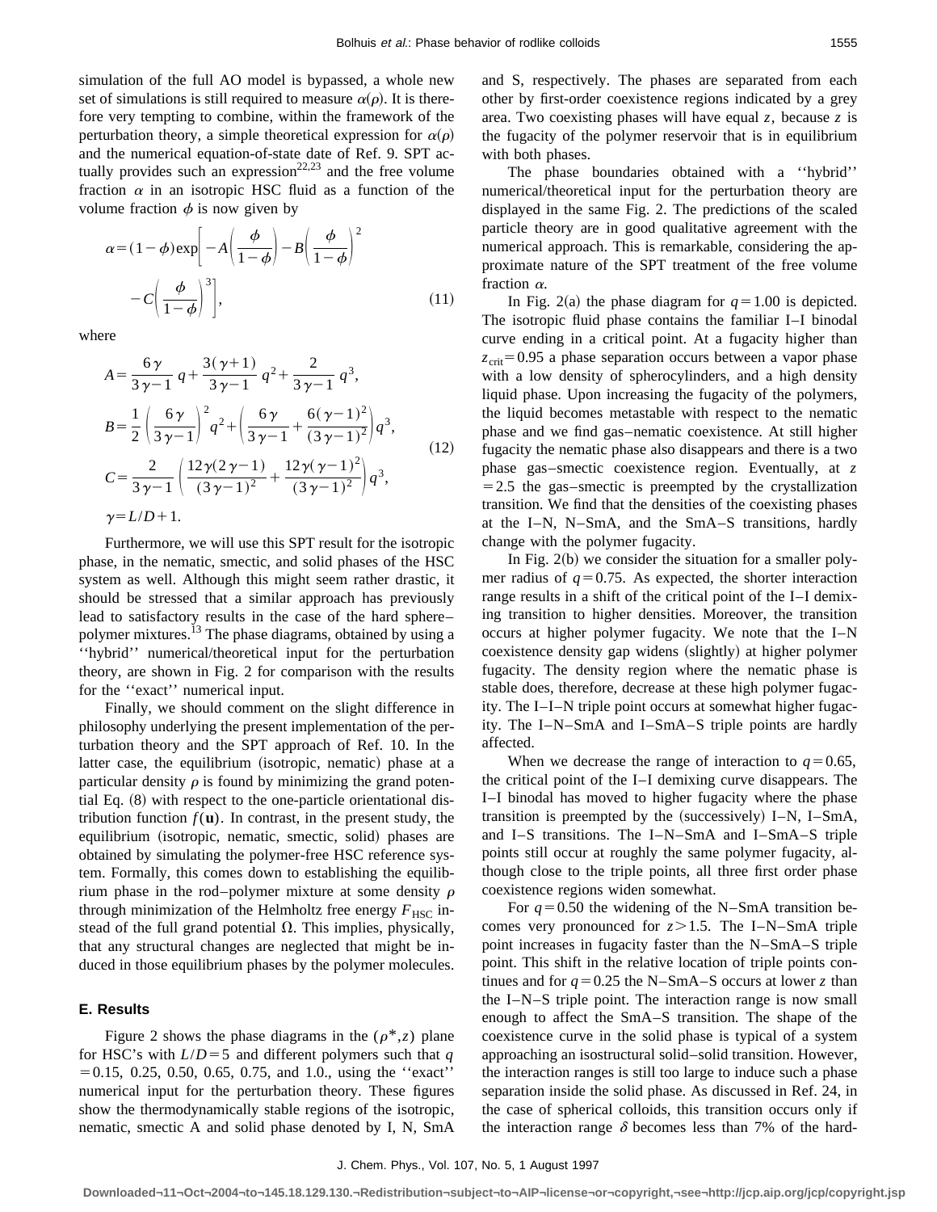simulation of the full AO model is bypassed, a whole new set of simulations is still required to measure $\alpha(\rho)$. It is therefore very tempting to combine, within the framework of the perturbation theory, a simple theoretical expression for $\alpha(\rho)$ and the numerical equation-of-state date of Ref. 9. SPT actually provides such an expression[22,23] and the free volume fraction $\alpha$ in an isotropic HSC fluid as a function of the volume fraction $\phi$ is now given by

$$\alpha=(1-\phi)\exp\left[-A\left(\frac{\phi}{1-\phi}\right)-B\left(\frac{\phi}{1-\phi}\right)^2-C\left(\frac{\phi}{1-\phi}\right)^3\right], \tag{11}$$

where

$$A=\frac{6\gamma}{3\gamma-1}\,q+\frac{3(\gamma+1)}{3\gamma-1}\,q^2+\frac{2}{3\gamma-1}\,q^3,$$

$$B=\frac{1}{2}\left(\frac{6\gamma}{3\gamma-1}\right)^2q^2+\left(\frac{6\gamma}{3\gamma-1}+\frac{6(\gamma-1)^2}{(3\gamma-1)^2}\right)q^3,$$

$$C=\frac{2}{3\gamma-1}\left(\frac{12\gamma(2\gamma-1)}{(3\gamma-1)^2}+\frac{12\gamma(\gamma-1)^2}{(3\gamma-1)^2}\right)q^3, \tag{12}$$

$$\gamma=L/D+1.$$

Furthermore, we will use this SPT result for the isotropic phase, in the nematic, smectic, and solid phases of the HSC system as well. Although this might seem rather drastic, it should be stressed that a similar approach has previously lead to satisfactory results in the case of the hard sphere–polymer mixtures.[13] The phase diagrams, obtained by using a ''hybrid'' numerical/theoretical input for the perturbation theory, are shown in Fig. 2 for comparison with the results for the ''exact'' numerical input.

Finally, we should comment on the slight difference in philosophy underlying the present implementation of the perturbation theory and the SPT approach of Ref. 10. In the latter case, the equilibrium (isotropic, nematic) phase at a particular density $\rho$ is found by minimizing the grand potential Eq. (8) with respect to the one-particle orientational distribution function $f(\mathbf{u})$. In contrast, in the present study, the equilibrium (isotropic, nematic, smectic, solid) phases are obtained by simulating the polymer-free HSC reference system. Formally, this comes down to establishing the equilibrium phase in the rod–polymer mixture at some density $\rho$ through minimization of the Helmholtz free energy $F_{\mathrm{HSC}}$ instead of the full grand potential $\Omega$. This implies, physically, that any structural changes are neglected that might be induced in those equilibrium phases by the polymer molecules.

### E. Results

Figure 2 shows the phase diagrams in the $(\rho^*,z)$ plane for HSC's with $L/D=5$ and different polymers such that $q=0.15$, 0.25, 0.50, 0.65, 0.75, and 1.0., using the ''exact'' numerical input for the perturbation theory. These figures show the thermodynamically stable regions of the isotropic, nematic, smectic A and solid phase denoted by I, N, SmA and S, respectively. The phases are separated from each other by first-order coexistence regions indicated by a grey area. Two coexisting phases will have equal $z$, because $z$ is the fugacity of the polymer reservoir that is in equilibrium with both phases.

The phase boundaries obtained with a ''hybrid'' numerical/theoretical input for the perturbation theory are displayed in the same Fig. 2. The predictions of the scaled particle theory are in good qualitative agreement with the numerical approach. This is remarkable, considering the approximate nature of the SPT treatment of the free volume fraction $\alpha$.

In Fig. 2(a) the phase diagram for $q=1.00$ is depicted. The isotropic fluid phase contains the familiar I–I binodal curve ending in a critical point. At a fugacity higher than $z_{\mathrm{crit}}=0.95$ a phase separation occurs between a vapor phase with a low density of spherocylinders, and a high density liquid phase. Upon increasing the fugacity of the polymers, the liquid becomes metastable with respect to the nematic phase and we find gas–nematic coexistence. At still higher fugacity the nematic phase also disappears and there is a two phase gas–smectic coexistence region. Eventually, at $z=2.5$ the gas–smectic is preempted by the crystallization transition. We find that the densities of the coexisting phases at the I–N, N–SmA, and the SmA–S transitions, hardly change with the polymer fugacity.

In Fig. 2(b) we consider the situation for a smaller polymer radius of $q=0.75$. As expected, the shorter interaction range results in a shift of the critical point of the I–I demixing transition to higher densities. Moreover, the transition occurs at higher polymer fugacity. We note that the I–N coexistence density gap widens (slightly) at higher polymer fugacity. The density region where the nematic phase is stable does, therefore, decrease at these high polymer fugacity. The I–I–N triple point occurs at somewhat higher fugacity. The I–N–SmA and I–SmA–S triple points are hardly affected.

When we decrease the range of interaction to $q=0.65$, the critical point of the I–I demixing curve disappears. The I–I binodal has moved to higher fugacity where the phase transition is preempted by the (successively) I–N, I–SmA, and I–S transitions. The I–N–SmA and I–SmA–S triple points still occur at roughly the same polymer fugacity, although close to the triple points, all three first order phase coexistence regions widen somewhat.

For $q=0.50$ the widening of the N–SmA transition becomes very pronounced for $z>1.5$. The I–N–SmA triple point increases in fugacity faster than the N–SmA–S triple point. This shift in the relative location of triple points continues and for $q=0.25$ the N–SmA–S occurs at lower $z$ than the I–N–S triple point. The interaction range is now small enough to affect the SmA–S transition. The shape of the coexistence curve in the solid phase is typical of a system approaching an isostructural solid–solid transition. However, the interaction ranges is still too large to induce such a phase separation inside the solid phase. As discussed in Ref. 24, in the case of spherical colloids, this transition occurs only if the interaction range $\delta$ becomes less than 7% of the hard-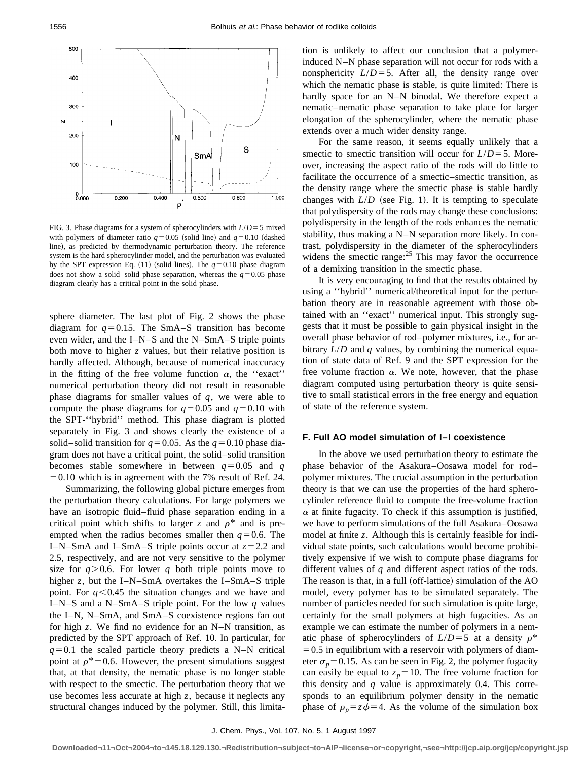FIG. 3. Phase diagrams for a system of spherocylinders with $L/D=5$ mixed with polymers of diameter ratio $q=0.05$ (solid line) and $q=0.10$ (dashed line), as predicted by thermodynamic perturbation theory. The reference system is the hard spherocylinder model, and the perturbation was evaluated by the SPT expression Eq. (11) (solid lines). The $q=0.10$ phase diagram does not show a solid–solid phase separation, whereas the $q=0.05$ phase diagram clearly has a critical point in the solid phase.

sphere diameter. The last plot of Fig. 2 shows the phase diagram for $q=0.15$. The SmA–S transition has become even wider, and the I–N–S and the N–SmA–S triple points both move to higher $z$ values, but their relative position is hardly affected. Although, because of numerical inaccuracy in the fitting of the free volume function $\alpha$, the ''exact'' numerical perturbation theory did not result in reasonable phase diagrams for smaller values of $q$, we were able to compute the phase diagrams for $q=0.05$ and $q=0.10$ with the SPT-''hybrid'' method. This phase diagram is plotted separately in Fig. 3 and shows clearly the existence of a solid–solid transition for $q=0.05$. As the $q=0.10$ phase diagram does not have a critical point, the solid–solid transition becomes stable somewhere in between $q=0.05$ and $q=0.10$ which is in agreement with the 7% result of Ref. 24.

Summarizing, the following global picture emerges from the perturbation theory calculations. For large polymers we have an isotropic fluid–fluid phase separation ending in a critical point which shifts to larger $z$ and $\rho^*$ and is preempted when the radius becomes smaller then $q=0.6$. The I–N–SmA and I–SmA–S triple points occur at $z=2.2$ and 2.5, respectively, and are not very sensitive to the polymer size for $q>0.6$. For lower $q$ both triple points move to higher $z$, but the I–N–SmA overtakes the I–SmA–S triple point. For $q<0.45$ the situation changes and we have and I–N–S and a N–SmA–S triple point. For the low $q$ values the I–N, N–SmA, and SmA–S coexistence regions fan out for high $z$. We find no evidence for an N–N transition, as predicted by the SPT approach of Ref. 10. In particular, for $q=0.1$ the scaled particle theory predicts a N–N critical point at $\rho^*=0.6$. However, the present simulations suggest that, at that density, the nematic phase is no longer stable with respect to the smectic. The perturbation theory that we use becomes less accurate at high $z$, because it neglects any structural changes induced by the polymer. Still, this limitation is unlikely to affect our conclusion that a polymer-induced N–N phase separation will not occur for rods with a nonsphericity $L/D=5$. After all, the density range over which the nematic phase is stable, is quite limited: There is hardly space for an N–N binodal. We therefore expect a nematic–nematic phase separation to take place for larger elongation of the spherocylinder, where the nematic phase extends over a much wider density range.

For the same reason, it seems equally unlikely that a smectic to smectic transition will occur for $L/D=5$. Moreover, increasing the aspect ratio of the rods will do little to facilitate the occurrence of a smectic–smectic transition, as the density range where the smectic phase is stable hardly changes with $L/D$ (see Fig. 1). It is tempting to speculate that polydispersity of the rods may change these conclusions: polydispersity in the length of the rods enhances the nematic stability, thus making a N–N separation more likely. In contrast, polydispersity in the diameter of the spherocylinders widens the smectic range:[25] This may favor the occurrence of a demixing transition in the smectic phase.

It is very encouraging to find that the results obtained by using a ''hybrid'' numerical/theoretical input for the perturbation theory are in reasonable agreement with those obtained with an ''exact'' numerical input. This strongly suggests that it must be possible to gain physical insight in the overall phase behavior of rod–polymer mixtures, i.e., for arbitrary $L/D$ and $q$ values, by combining the numerical equation of state data of Ref. 9 and the SPT expression for the free volume fraction $\alpha$. We note, however, that the phase diagram computed using perturbation theory is quite sensitive to small statistical errors in the free energy and equation of state of the reference system.

### F. Full AO model simulation of I–I coexistence

In the above we used perturbation theory to estimate the phase behavior of the Asakura–Oosawa model for rod–polymer mixtures. The crucial assumption in the perturbation theory is that we can use the properties of the hard spherocylinder reference fluid to compute the free-volume fraction $\alpha$ at finite fugacity. To check if this assumption is justified, we have to perform simulations of the full Asakura–Oosawa model at finite $z$. Although this is certainly feasible for individual state points, such calculations would become prohibitively expensive if we wish to compute phase diagrams for different values of $q$ and different aspect ratios of the rods. The reason is that, in a full (off-lattice) simulation of the AO model, every polymer has to be simulated separately. The number of particles needed for such simulation is quite large, certainly for the small polymers at high fugacities. As an example we can estimate the number of polymers in a nematic phase of spherocylinders of $L/D=5$ at a density $\rho^*=0.5$ in equilibrium with a reservoir with polymers of diameter $\sigma_p=0.15$. As can be seen in Fig. 2, the polymer fugacity can easily be equal to $z_p=10$. The free volume fraction for this density and $q$ value is approximately 0.4. This corresponds to an equilibrium polymer density in the nematic phase of $\rho_p=z\phi=4$. As the volume of the simulation box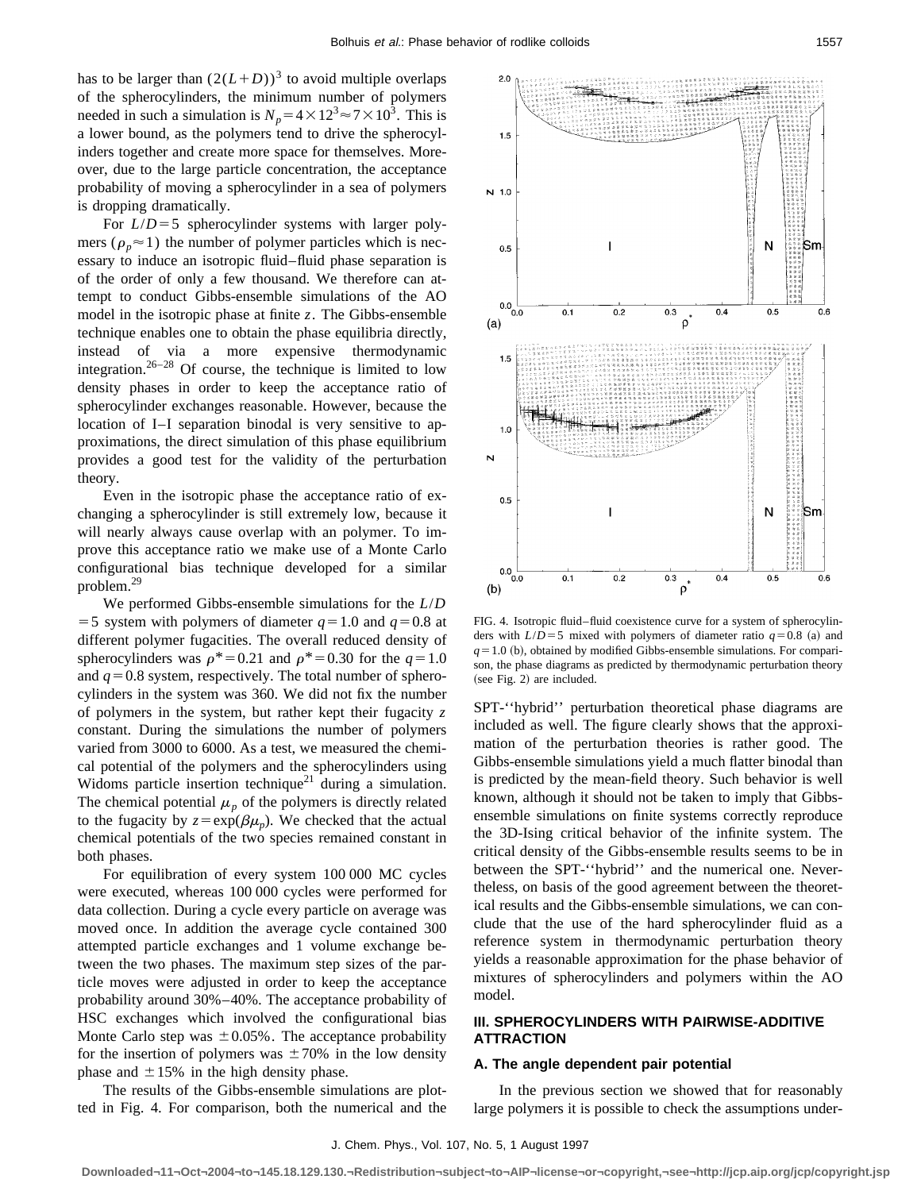has to be larger than $(2(L+D))^3$ to avoid multiple overlaps of the spherocylinders, the minimum number of polymers needed in such a simulation is $N_p = 4 \times 12^3 \approx 7 \times 10^3$. This is a lower bound, as the polymers tend to drive the spherocylinders together and create more space for themselves. Moreover, due to the large particle concentration, the acceptance probability of moving a spherocylinder in a sea of polymers is dropping dramatically.

For $L/D=5$ spherocylinder systems with larger polymers ($\rho_p \approx 1$) the number of polymer particles which is necessary to induce an isotropic fluid–fluid phase separation is of the order of only a few thousand. We therefore can attempt to conduct Gibbs-ensemble simulations of the AO model in the isotropic phase at finite $z$. The Gibbs-ensemble technique enables one to obtain the phase equilibria directly, instead of via a more expensive thermodynamic integration.[26–28] Of course, the technique is limited to low density phases in order to keep the acceptance ratio of spherocylinder exchanges reasonable. However, because the location of I–I separation binodal is very sensitive to approximations, the direct simulation of this phase equilibrium provides a good test for the validity of the perturbation theory.

Even in the isotropic phase the acceptance ratio of exchanging a spherocylinder is still extremely low, because it will nearly always cause overlap with an polymer. To improve this acceptance ratio we make use of a Monte Carlo configurational bias technique developed for a similar problem.[29]

We performed Gibbs-ensemble simulations for the $L/D=5$ system with polymers of diameter $q=1.0$ and $q=0.8$ at different polymer fugacities. The overall reduced density of spherocylinders was $\rho^*=0.21$ and $\rho^*=0.30$ for the $q=1.0$ and $q=0.8$ system, respectively. The total number of spherocylinders in the system was 360. We did not fix the number of polymers in the system, but rather kept their fugacity $z$ constant. During the simulations the number of polymers varied from 3000 to 6000. As a test, we measured the chemical potential of the polymers and the spherocylinders using Widoms particle insertion technique[21] during a simulation. The chemical potential $\mu_p$ of the polymers is directly related to the fugacity by $z=\exp(\beta\mu_p)$. We checked that the actual chemical potentials of the two species remained constant in both phases.

For equilibration of every system 100 000 MC cycles were executed, whereas 100 000 cycles were performed for data collection. During a cycle every particle on average was moved once. In addition the average cycle contained 300 attempted particle exchanges and 1 volume exchange between the two phases. The maximum step sizes of the particle moves were adjusted in order to keep the acceptance probability around 30%–40%. The acceptance probability of HSC exchanges which involved the configurational bias Monte Carlo step was $\pm 0.05\%$. The acceptance probability for the insertion of polymers was $\pm 70\%$ in the low density phase and $\pm 15\%$ in the high density phase.

The results of the Gibbs-ensemble simulations are plotted in Fig. 4. For comparison, both the numerical and the SPT-''hybrid'' perturbation theoretical phase diagrams are included as well. The figure clearly shows that the approximation of the perturbation theories is rather good. The Gibbs-ensemble simulations yield a much flatter binodal than is predicted by the mean-field theory. Such behavior is well known, although it should not be taken to imply that Gibbs-ensemble simulations on finite systems correctly reproduce the 3D-Ising critical behavior of the infinite system. The critical density of the Gibbs-ensemble results seems to be in between the SPT-''hybrid'' and the numerical one. Nevertheless, on basis of the good agreement between the theoretical results and the Gibbs-ensemble simulations, we can conclude that the use of the hard spherocylinder fluid as a reference system in thermodynamic perturbation theory yields a reasonable approximation for the phase behavior of mixtures of spherocylinders and polymers within the AO model.

FIG. 4. Isotropic fluid–fluid coexistence curve for a system of spherocylinders with $L/D=5$ mixed with polymers of diameter ratio $q=0.8$ (a) and $q=1.0$ (b), obtained by modified Gibbs-ensemble simulations. For comparison, the phase diagrams as predicted by thermodynamic perturbation theory (see Fig. 2) are included.

## III. SPHEROCYLINDERS WITH PAIRWISE-ADDITIVE ATTRACTION

### A. The angle dependent pair potential

In the previous section we showed that for reasonably large polymers it is possible to check the assumptions under-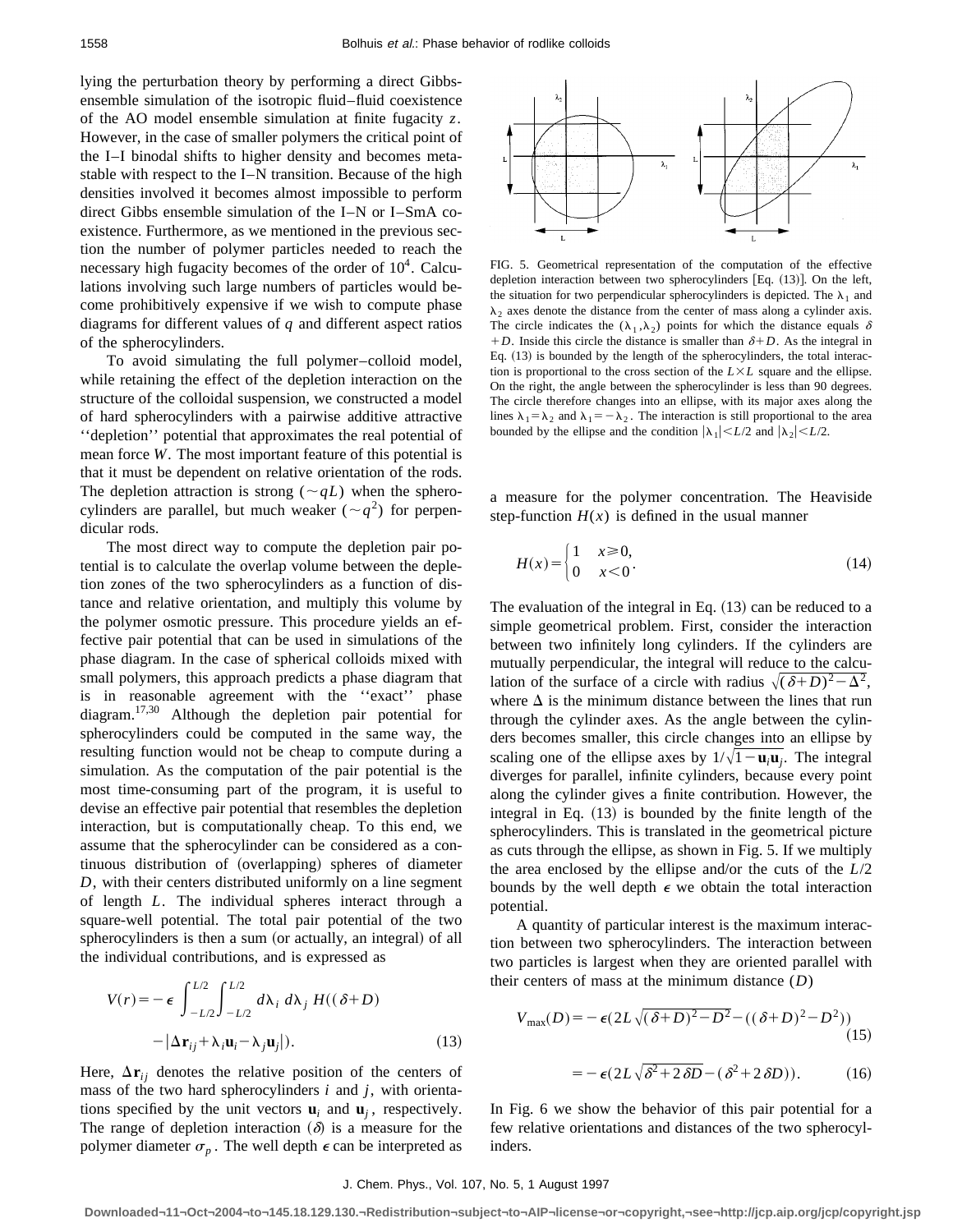lying the perturbation theory by performing a direct Gibbs-ensemble simulation of the isotropic fluid–fluid coexistence of the AO model ensemble simulation at finite fugacity $z$. However, in the case of smaller polymers the critical point of the I–I binodal shifts to higher density and becomes metastable with respect to the I–N transition. Because of the high densities involved it becomes almost impossible to perform direct Gibbs ensemble simulation of the I–N or I–SmA coexistence. Furthermore, as we mentioned in the previous section the number of polymer particles needed to reach the necessary high fugacity becomes of the order of $10^4$. Calculations involving such large numbers of particles would become prohibitively expensive if we wish to compute phase diagrams for different values of $q$ and different aspect ratios of the spherocylinders.

To avoid simulating the full polymer–colloid model, while retaining the effect of the depletion interaction on the structure of the colloidal suspension, we constructed a model of hard spherocylinders with a pairwise additive attractive ''depletion'' potential that approximates the real potential of mean force $W$. The most important feature of this potential is that it must be dependent on relative orientation of the rods. The depletion attraction is strong ($\sim qL$) when the spherocylinders are parallel, but much weaker ($\sim q^2$) for perpendicular rods.

The most direct way to compute the depletion pair potential is to calculate the overlap volume between the depletion zones of the two spherocylinders as a function of distance and relative orientation, and multiply this volume by the polymer osmotic pressure. This procedure yields an effective pair potential that can be used in simulations of the phase diagram. In the case of spherical colloids mixed with small polymers, this approach predicts a phase diagram that is in reasonable agreement with the ''exact'' phase diagram.[17,30] Although the depletion pair potential for spherocylinders could be computed in the same way, the resulting function would not be cheap to compute during a simulation. As the computation of the pair potential is the most time-consuming part of the program, it is useful to devise an effective pair potential that resembles the depletion interaction, but is computationally cheap. To this end, we assume that the spherocylinder can be considered as a continuous distribution of (overlapping) spheres of diameter $D$, with their centers distributed uniformly on a line segment of length $L$. The individual spheres interact through a square-well potential. The total pair potential of the two spherocylinders is then a sum (or actually, an integral) of all the individual contributions, and is expressed as

$$V(r) = -\epsilon \int_{-L/2}^{L/2} \int_{-L/2}^{L/2} d\lambda_i \, d\lambda_j \, H((\delta + D) - |\Delta \mathbf{r}_{ij} + \lambda_i \mathbf{u}_i - \lambda_j \mathbf{u}_j|). \tag{13}$$

Here, $\Delta \mathbf{r}_{ij}$ denotes the relative position of the centers of mass of the two hard spherocylinders $i$ and $j$, with orientations specified by the unit vectors $\mathbf{u}_i$ and $\mathbf{u}_j$, respectively. The range of depletion interaction ($\delta$) is a measure for the polymer diameter $\sigma_p$. The well depth $\epsilon$ can be interpreted as a measure for the polymer concentration. The Heaviside step-function $H(x)$ is defined in the usual manner

$$H(x) = \begin{cases} 1 & x \geq 0, \\ 0 & x < 0 \end{cases}. \tag{14}$$

FIG. 5. Geometrical representation of the computation of the effective depletion interaction between two spherocylinders [Eq. (13)]. On the left, the situation for two perpendicular spherocylinders is depicted. The $\lambda_1$ and $\lambda_2$ axes denote the distance from the center of mass along a cylinder axis. The circle indicates the $(\lambda_1, \lambda_2)$ points for which the distance equals $\delta + D$. Inside this circle the distance is smaller than $\delta + D$. As the integral in Eq. (13) is bounded by the length of the spherocylinders, the total interaction is proportional to the cross section of the $L \times L$ square and the ellipse. On the right, the angle between the spherocylinder is less than 90 degrees. The circle therefore changes into an ellipse, with its major axes along the lines $\lambda_1 = \lambda_2$ and $\lambda_1 = -\lambda_2$. The interaction is still proportional to the area bounded by the ellipse and the condition $|\lambda_1| < L/2$ and $|\lambda_2| < L/2$.

The evaluation of the integral in Eq. (13) can be reduced to a simple geometrical problem. First, consider the interaction between two infinitely long cylinders. If the cylinders are mutually perpendicular, the integral will reduce to the calculation of the surface of a circle with radius $\sqrt{(\delta + D)^2 - \Delta^2}$, where $\Delta$ is the minimum distance between the lines that run through the cylinder axes. As the angle between the cylinders becomes smaller, this circle changes into an ellipse by scaling one of the ellipse axes by $1/\sqrt{1 - \mathbf{u}_i \mathbf{u}_j}$. The integral diverges for parallel, infinite cylinders, because every point along the cylinder gives a finite contribution. However, the integral in Eq. (13) is bounded by the finite length of the spherocylinders. This is translated in the geometrical picture as cuts through the ellipse, as shown in Fig. 5. If we multiply the area enclosed by the ellipse and/or the cuts of the $L/2$ bounds by the well depth $\epsilon$ we obtain the total interaction potential.

A quantity of particular interest is the maximum interaction between two spherocylinders. The interaction between two particles is largest when they are oriented parallel with their centers of mass at the minimum distance ($D$)

$$V_{\max}(D) = -\epsilon(2L\sqrt{(\delta + D)^2 - D^2} - ((\delta + D)^2 - D^2)) \tag{15}$$

$$= -\epsilon(2L\sqrt{\delta^2 + 2\delta D} - (\delta^2 + 2\delta D)). \tag{16}$$

In Fig. 6 we show the behavior of this pair potential for a few relative orientations and distances of the two spherocylinders.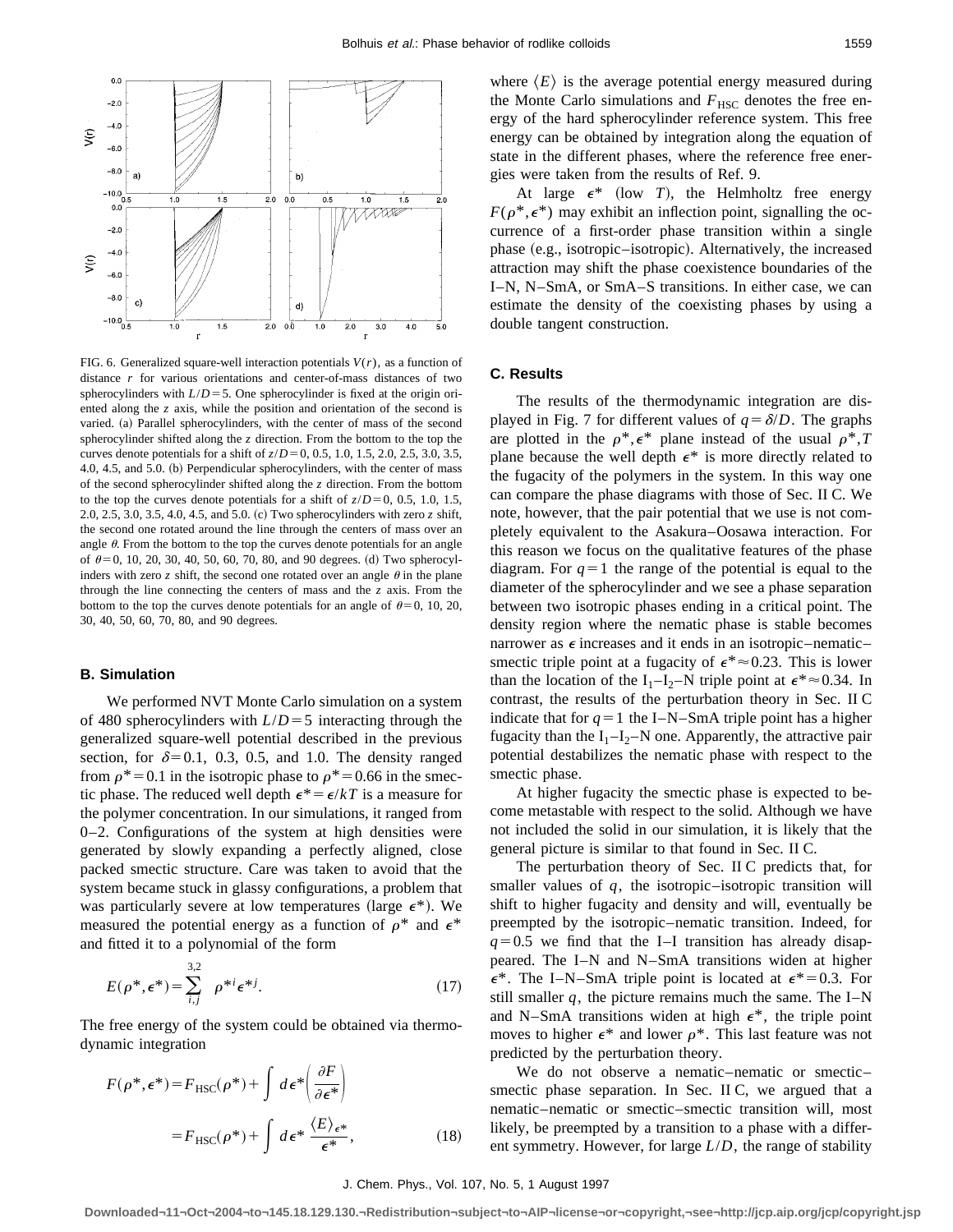FIG. 6. Generalized square-well interaction potentials $V(r)$, as a function of distance $r$ for various orientations and center-of-mass distances of two spherocylinders with $L/D=5$. One spherocylinder is fixed at the origin oriented along the $z$ axis, while the position and orientation of the second is varied. (a) Parallel spherocylinders, with the center of mass of the second spherocylinder shifted along the $z$ direction. From the bottom to the top the curves denote potentials for a shift of $z/D=0$, 0.5, 1.0, 1.5, 2.0, 2.5, 3.0, 3.5, 4.0, 4.5, and 5.0. (b) Perpendicular spherocylinders, with the center of mass of the second spherocylinder shifted along the $z$ direction. From the bottom to the top the curves denote potentials for a shift of $z/D=0$, 0.5, 1.0, 1.5, 2.0, 2.5, 3.0, 3.5, 4.0, 4.5, and 5.0. (c) Two spherocylinders with zero $z$ shift, the second one rotated around the line through the centers of mass over an angle $\theta$. From the bottom to the top the curves denote potentials for an angle of $\theta=0$, 10, 20, 30, 40, 50, 60, 70, 80, and 90 degrees. (d) Two spherocylinders with zero $z$ shift, the second one rotated over an angle $\theta$ in the plane through the line connecting the centers of mass and the $z$ axis. From the bottom to the top the curves denote potentials for an angle of $\theta=0$, 10, 20, 30, 40, 50, 60, 70, 80, and 90 degrees.

### B. Simulation

We performed NVT Monte Carlo simulation on a system of 480 spherocylinders with $L/D=5$ interacting through the generalized square-well potential described in the previous section, for $\delta=0.1$, 0.3, 0.5, and 1.0. The density ranged from $\rho^*=0.1$ in the isotropic phase to $\rho^*=0.66$ in the smectic phase. The reduced well depth $\epsilon^*=\epsilon/kT$ is a measure for the polymer concentration. In our simulations, it ranged from 0–2. Configurations of the system at high densities were generated by slowly expanding a perfectly aligned, close packed smectic structure. Care was taken to avoid that the system became stuck in glassy configurations, a problem that was particularly severe at low temperatures (large $\epsilon^*$). We measured the potential energy as a function of $\rho^*$ and $\epsilon^*$ and fitted it to a polynomial of the form

$$E(\rho^*,\epsilon^*)=\sum_{i,j}^{3,2}\rho^{*i}\epsilon^{*j}. \tag{17}$$

The free energy of the system could be obtained via thermodynamic integration

$$\begin{aligned}F(\rho^*,\epsilon^*)&=F_{\mathrm{HSC}}(\rho^*)+\int d\epsilon^*\left(\frac{\partial F}{\partial \epsilon^*}\right)\\&=F_{\mathrm{HSC}}(\rho^*)+\int d\epsilon^*\frac{\langle E\rangle_{\epsilon^*}}{\epsilon^*},\end{aligned} \tag{18}$$

where $\langle E\rangle$ is the average potential energy measured during the Monte Carlo simulations and $F_{\mathrm{HSC}}$ denotes the free energy of the hard spherocylinder reference system. This free energy can be obtained by integration along the equation of state in the different phases, where the reference free energies were taken from the results of Ref. 9.

At large $\epsilon^*$ (low $T$), the Helmholtz free energy $F(\rho^*,\epsilon^*)$ may exhibit an inflection point, signalling the occurrence of a first-order phase transition within a single phase (e.g., isotropic–isotropic). Alternatively, the increased attraction may shift the phase coexistence boundaries of the I–N, N–SmA, or SmA–S transitions. In either case, we can estimate the density of the coexisting phases by using a double tangent construction.

### C. Results

The results of the thermodynamic integration are displayed in Fig. 7 for different values of $q=\delta/D$. The graphs are plotted in the $\rho^*,\epsilon^*$ plane instead of the usual $\rho^*,T$ plane because the well depth $\epsilon^*$ is more directly related to the fugacity of the polymers in the system. In this way one can compare the phase diagrams with those of Sec. II C. We note, however, that the pair potential that we use is not completely equivalent to the Asakura–Oosawa interaction. For this reason we focus on the qualitative features of the phase diagram. For $q=1$ the range of the potential is equal to the diameter of the spherocylinder and we see a phase separation between two isotropic phases ending in a critical point. The density region where the nematic phase is stable becomes narrower as $\epsilon$ increases and it ends in an isotropic–nematic–smectic triple point at a fugacity of $\epsilon^*\approx 0.23$. This is lower than the location of the $I_1$–$I_2$–N triple point at $\epsilon^*\approx 0.34$. In contrast, the results of the perturbation theory in Sec. II C indicate that for $q=1$ the I–N–SmA triple point has a higher fugacity than the $I_1$–$I_2$–N one. Apparently, the attractive pair potential destabilizes the nematic phase with respect to the smectic phase.

At higher fugacity the smectic phase is expected to become metastable with respect to the solid. Although we have not included the solid in our simulation, it is likely that the general picture is similar to that found in Sec. II C.

The perturbation theory of Sec. II C predicts that, for smaller values of $q$, the isotropic–isotropic transition will shift to higher fugacity and density and will, eventually be preempted by the isotropic–nematic transition. Indeed, for $q=0.5$ we find that the I–I transition has already disappeared. The I–N and N–SmA transitions widen at higher $\epsilon^*$. The I–N–SmA triple point is located at $\epsilon^*=0.3$. For still smaller $q$, the picture remains much the same. The I–N and N–SmA transitions widen at high $\epsilon^*$, the triple point moves to higher $\epsilon^*$ and lower $\rho^*$. This last feature was not predicted by the perturbation theory.

We do not observe a nematic–nematic or smectic–smectic phase separation. In Sec. II C, we argued that a nematic–nematic or smectic–smectic transition will, most likely, be preempted by a transition to a phase with a different symmetry. However, for large $L/D$, the range of stability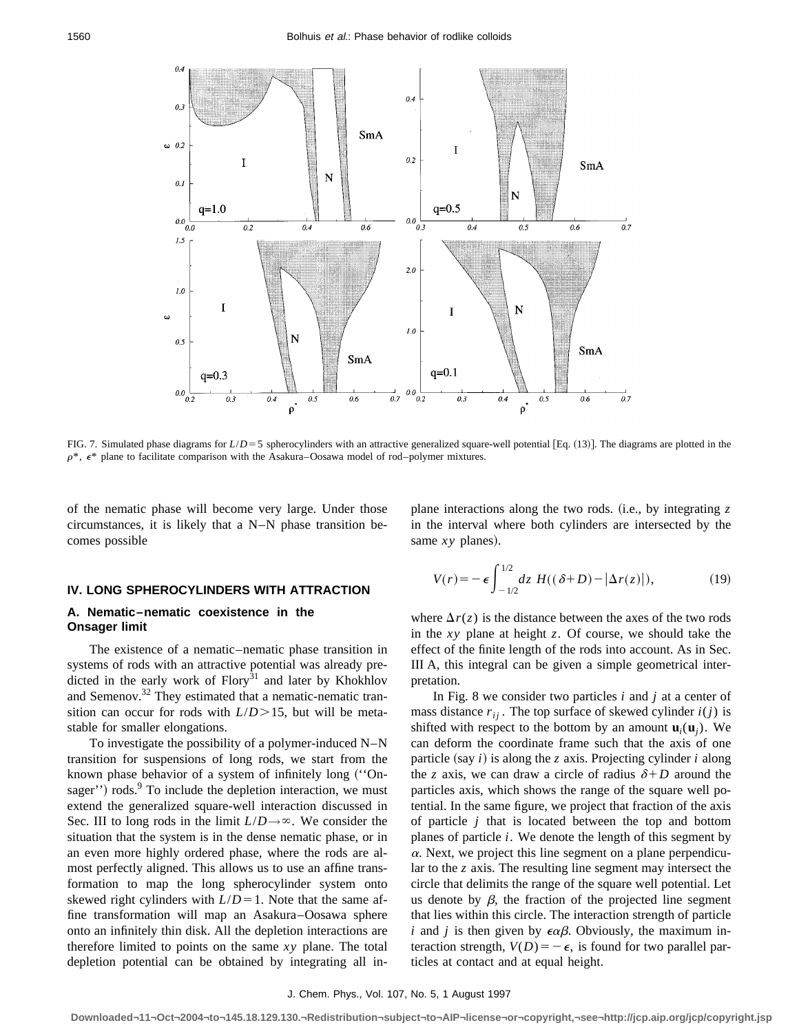FIG. 7. Simulated phase diagrams for $L/D=5$ spherocylinders with an attractive generalized square-well potential [Eq. (13)]. The diagrams are plotted in the $\rho^*$, $\epsilon^*$ plane to facilitate comparison with the Asakura–Oosawa model of rod–polymer mixtures.

of the nematic phase will become very large. Under those circumstances, it is likely that a N–N phase transition becomes possible

## IV. LONG SPHEROCYLINDERS WITH ATTRACTION

### A. Nematic–nematic coexistence in the Onsager limit

The existence of a nematic–nematic phase transition in systems of rods with an attractive potential was already predicted in the early work of Flory[31] and later by Khokhlov and Semenov.[32] They estimated that a nematic-nematic transition can occur for rods with $L/D>15$, but will be metastable for smaller elongations.

To investigate the possibility of a polymer-induced N–N transition for suspensions of long rods, we start from the known phase behavior of a system of infinitely long ("Onsager") rods.[9] To include the depletion interaction, we must extend the generalized square-well interaction discussed in Sec. III to long rods in the limit $L/D\rightarrow\infty$. We consider the situation that the system is in the dense nematic phase, or in an even more highly ordered phase, where the rods are almost perfectly aligned. This allows us to use an affine transformation to map the long spherocylinder system onto skewed right cylinders with $L/D=1$. Note that the same affine transformation will map an Asakura–Oosawa sphere onto an infinitely thin disk. All the depletion interactions are therefore limited to points on the same $xy$ plane. The total depletion potential can be obtained by integrating all in-plane interactions along the two rods. (i.e., by integrating $z$ in the interval where both cylinders are intersected by the same $xy$ planes).

$$V(r)=-\epsilon\int_{-1/2}^{1/2}dz\ H((\delta+D)-|\Delta r(z)|), \tag{19}$$

where $\Delta r(z)$ is the distance between the axes of the two rods in the $xy$ plane at height $z$. Of course, we should take the effect of the finite length of the rods into account. As in Sec. III A, this integral can be given a simple geometrical interpretation.

In Fig. 8 we consider two particles $i$ and $j$ at a center of mass distance $r_{ij}$. The top surface of skewed cylinder $i(j)$ is shifted with respect to the bottom by an amount $\mathbf{u}_i(\mathbf{u}_j)$. We can deform the coordinate frame such that the axis of one particle (say $i$) is along the $z$ axis. Projecting cylinder $i$ along the $z$ axis, we can draw a circle of radius $\delta+D$ around the particles axis, which shows the range of the square well potential. In the same figure, we project that fraction of the axis of particle $j$ that is located between the top and bottom planes of particle $i$. We denote the length of this segment by $\alpha$. Next, we project this line segment on a plane perpendicular to the $z$ axis. The resulting line segment may intersect the circle that delimits the range of the square well potential. Let us denote by $\beta$, the fraction of the projected line segment that lies within this circle. The interaction strength of particle $i$ and $j$ is then given by $\epsilon\alpha\beta$. Obviously, the maximum interaction strength, $V(D)=-\epsilon$, is found for two parallel particles at contact and at equal height.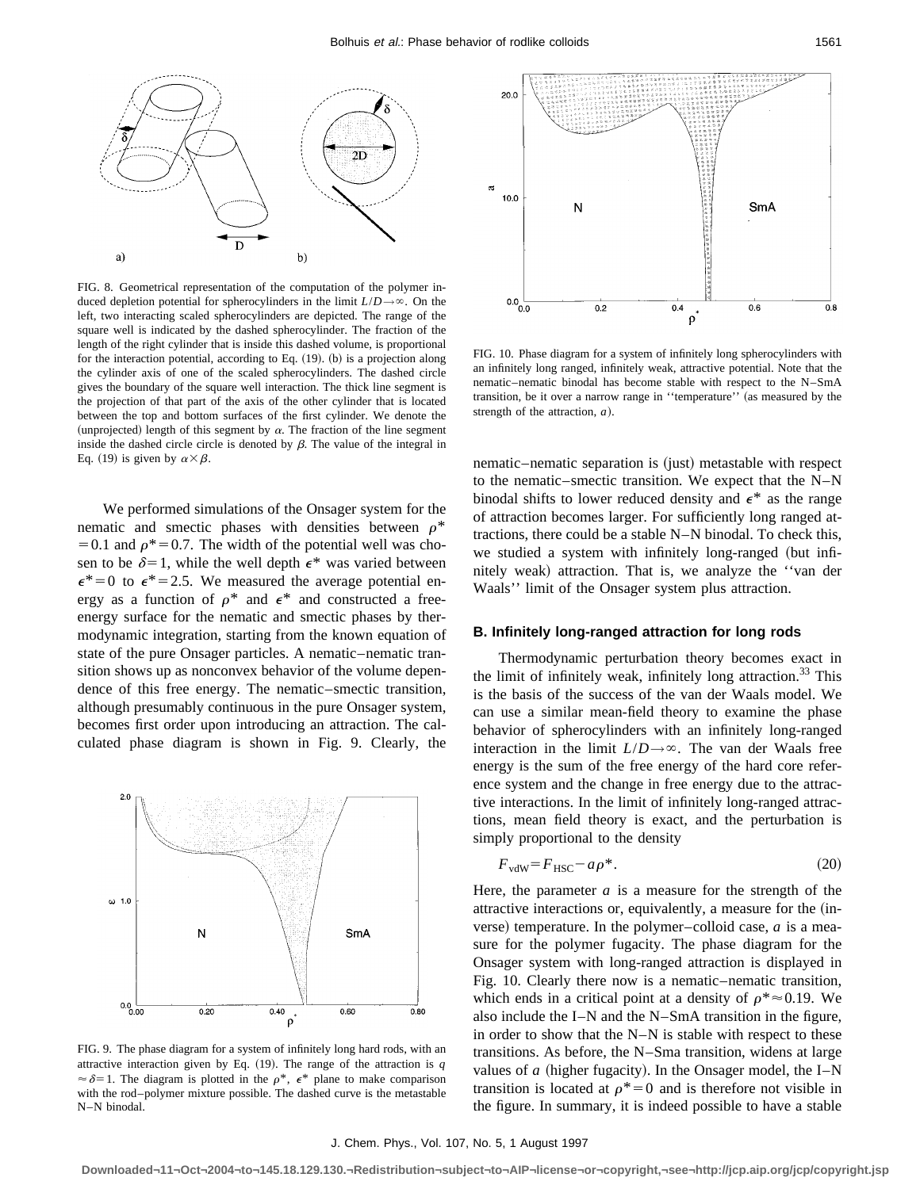FIG. 8. Geometrical representation of the computation of the polymer induced depletion potential for spherocylinders in the limit $L/D \rightarrow \infty$. On the left, two interacting scaled spherocylinders are depicted. The range of the square well is indicated by the dashed spherocylinder. The fraction of the length of the right cylinder that is inside this dashed volume, is proportional for the interaction potential, according to Eq. (19). (b) is a projection along the cylinder axis of one of the scaled spherocylinders. The dashed circle gives the boundary of the square well interaction. The thick line segment is the projection of that part of the axis of the other cylinder that is located between the top and bottom surfaces of the first cylinder. We denote the (unprojected) length of this segment by $\alpha$. The fraction of the line segment inside the dashed circle circle is denoted by $\beta$. The value of the integral in Eq. (19) is given by $\alpha \times \beta$.

We performed simulations of the Onsager system for the nematic and smectic phases with densities between $\rho^* = 0.1$ and $\rho^* = 0.7$. The width of the potential well was chosen to be $\delta = 1$, while the well depth $\epsilon^*$ was varied between $\epsilon^* = 0$ to $\epsilon^* = 2.5$. We measured the average potential energy as a function of $\rho^*$ and $\epsilon^*$ and constructed a free-energy surface for the nematic and smectic phases by thermodynamic integration, starting from the known equation of state of the pure Onsager particles. A nematic–nematic transition shows up as nonconvex behavior of the volume dependence of this free energy. The nematic–smectic transition, although presumably continuous in the pure Onsager system, becomes first order upon introducing an attraction. The calculated phase diagram is shown in Fig. 9. Clearly, the nematic–nematic separation is (just) metastable with respect to the nematic–smectic transition. We expect that the N–N binodal shifts to lower reduced density and $\epsilon^*$ as the range of attraction becomes larger. For sufficiently long ranged attractions, there could be a stable N–N binodal. To check this, we studied a system with infinitely long-ranged (but infinitely weak) attraction. That is, we analyze the ''van der Waals'' limit of the Onsager system plus attraction.

FIG. 9. The phase diagram for a system of infinitely long hard rods, with an attractive interaction given by Eq. (19). The range of the attraction is $q \approx \delta = 1$. The diagram is plotted in the $\rho^*$, $\epsilon^*$ plane to make comparison with the rod–polymer mixture possible. The dashed curve is the metastable N–N binodal.

FIG. 10. Phase diagram for a system of infinitely long spherocylinders with an infinitely long ranged, infinitely weak, attractive potential. Note that the nematic–nematic binodal has become stable with respect to the N–SmA transition, be it over a narrow range in ''temperature'' (as measured by the strength of the attraction, $a$).

### B. Infinitely long-ranged attraction for long rods

Thermodynamic perturbation theory becomes exact in the limit of infinitely weak, infinitely long attraction.[33] This is the basis of the success of the van der Waals model. We can use a similar mean-field theory to examine the phase behavior of spherocylinders with an infinitely long-ranged interaction in the limit $L/D \rightarrow \infty$. The van der Waals free energy is the sum of the free energy of the hard core reference system and the change in free energy due to the attractive interactions. In the limit of infinitely long-ranged attractions, mean field theory is exact, and the perturbation is simply proportional to the density

$$F_{\mathrm{vdW}} = F_{\mathrm{HSC}} - a\rho^*. \tag{20}$$

Here, the parameter $a$ is a measure for the strength of the attractive interactions or, equivalently, a measure for the (inverse) temperature. In the polymer–colloid case, $a$ is a measure for the polymer fugacity. The phase diagram for the Onsager system with long-ranged attraction is displayed in Fig. 10. Clearly there now is a nematic–nematic transition, which ends in a critical point at a density of $\rho^* \approx 0.19$. We also include the I–N and the N–SmA transition in the figure, in order to show that the N–N is stable with respect to these transitions. As before, the N–Sma transition, widens at large values of $a$ (higher fugacity). In the Onsager model, the I–N transition is located at $\rho^* = 0$ and is therefore not visible in the figure. In summary, it is indeed possible to have a stable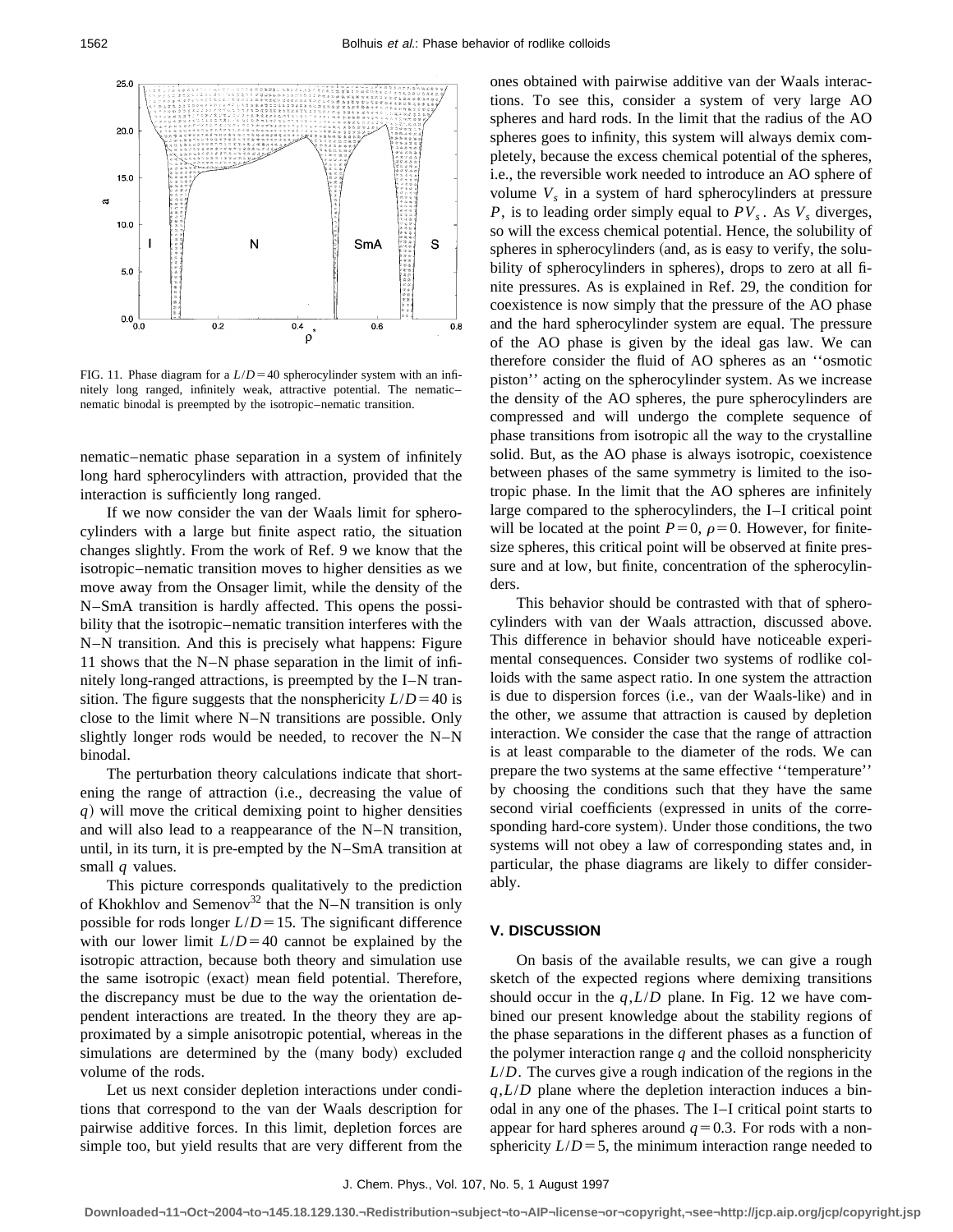FIG. 11. Phase diagram for a $L/D=40$ spherocylinder system with an infinitely long ranged, infinitely weak, attractive potential. The nematic–nematic binodal is preempted by the isotropic–nematic transition.

nematic–nematic phase separation in a system of infinitely long hard spherocylinders with attraction, provided that the interaction is sufficiently long ranged.

If we now consider the van der Waals limit for spherocylinders with a large but finite aspect ratio, the situation changes slightly. From the work of Ref. 9 we know that the isotropic–nematic transition moves to higher densities as we move away from the Onsager limit, while the density of the N–SmA transition is hardly affected. This opens the possibility that the isotropic–nematic transition interferes with the N–N transition. And this is precisely what happens: Figure 11 shows that the N–N phase separation in the limit of infinitely long-ranged attractions, is preempted by the I–N transition. The figure suggests that the nonsphericity $L/D=40$ is close to the limit where N–N transitions are possible. Only slightly longer rods would be needed, to recover the N–N binodal.

The perturbation theory calculations indicate that shortening the range of attraction (i.e., decreasing the value of $q$) will move the critical demixing point to higher densities and will also lead to a reappearance of the N–N transition, until, in its turn, it is pre-empted by the N–SmA transition at small $q$ values.

This picture corresponds qualitatively to the prediction of Khokhlov and Semenov[32] that the N–N transition is only possible for rods longer $L/D=15$. The significant difference with our lower limit $L/D=40$ cannot be explained by the isotropic attraction, because both theory and simulation use the same isotropic (exact) mean field potential. Therefore, the discrepancy must be due to the way the orientation dependent interactions are treated. In the theory they are approximated by a simple anisotropic potential, whereas in the simulations are determined by the (many body) excluded volume of the rods.

Let us next consider depletion interactions under conditions that correspond to the van der Waals description for pairwise additive forces. In this limit, depletion forces are simple too, but yield results that are very different from the ones obtained with pairwise additive van der Waals interactions. To see this, consider a system of very large AO spheres and hard rods. In the limit that the radius of the AO spheres goes to infinity, this system will always demix completely, because the excess chemical potential of the spheres, i.e., the reversible work needed to introduce an AO sphere of volume $V_s$ in a system of hard spherocylinders at pressure $P$, is to leading order simply equal to $PV_s$. As $V_s$ diverges, so will the excess chemical potential. Hence, the solubility of spheres in spherocylinders (and, as is easy to verify, the solubility of spherocylinders in spheres), drops to zero at all finite pressures. As is explained in Ref. 29, the condition for coexistence is now simply that the pressure of the AO phase and the hard spherocylinder system are equal. The pressure of the AO phase is given by the ideal gas law. We can therefore consider the fluid of AO spheres as an ''osmotic piston'' acting on the spherocylinder system. As we increase the density of the AO spheres, the pure spherocylinders are compressed and will undergo the complete sequence of phase transitions from isotropic all the way to the crystalline solid. But, as the AO phase is always isotropic, coexistence between phases of the same symmetry is limited to the isotropic phase. In the limit that the AO spheres are infinitely large compared to the spherocylinders, the I–I critical point will be located at the point $P=0$, $\rho=0$. However, for finite-size spheres, this critical point will be observed at finite pressure and at low, but finite, concentration of the spherocylinders.

This behavior should be contrasted with that of spherocylinders with van der Waals attraction, discussed above. This difference in behavior should have noticeable experimental consequences. Consider two systems of rodlike colloids with the same aspect ratio. In one system the attraction is due to dispersion forces (i.e., van der Waals-like) and in the other, we assume that attraction is caused by depletion interaction. We consider the case that the range of attraction is at least comparable to the diameter of the rods. We can prepare the two systems at the same effective ''temperature'' by choosing the conditions such that they have the same second virial coefficients (expressed in units of the corresponding hard-core system). Under those conditions, the two systems will not obey a law of corresponding states and, in particular, the phase diagrams are likely to differ considerably.

## V. DISCUSSION

On basis of the available results, we can give a rough sketch of the expected regions where demixing transitions should occur in the $q,L/D$ plane. In Fig. 12 we have combined our present knowledge about the stability regions of the phase separations in the different phases as a function of the polymer interaction range $q$ and the colloid nonsphericity $L/D$. The curves give a rough indication of the regions in the $q,L/D$ plane where the depletion interaction induces a binodal in any one of the phases. The I–I critical point starts to appear for hard spheres around $q=0.3$. For rods with a nonsphericity $L/D=5$, the minimum interaction range needed to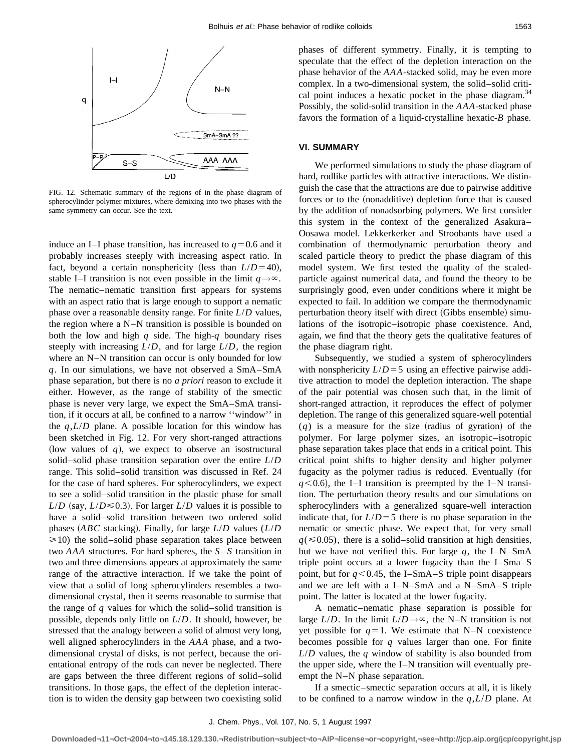I–I

q

N–N

SmA–SmA ??

P–P

S–S

AAA–AAA

L/D

FIG. 12. Schematic summary of the regions of in the phase diagram of spherocylinder polymer mixtures, where demixing into two phases with the same symmetry can occur. See the text.

induce an I–I phase transition, has increased to $q=0.6$ and it probably increases steeply with increasing aspect ratio. In fact, beyond a certain nonsphericity (less than $L/D=40$), stable I–I transition is not even possible in the limit $q\to\infty$. The nematic–nematic transition first appears for systems with an aspect ratio that is large enough to support a nematic phase over a reasonable density range. For finite $L/D$ values, the region where a N–N transition is possible is bounded on both the low and high $q$ side. The high-$q$ boundary rises steeply with increasing $L/D$, and for large $L/D$, the region where an N–N transition can occur is only bounded for low $q$. In our simulations, we have not observed a SmA–SmA phase separation, but there is no *a priori* reason to exclude it either. However, as the range of stability of the smectic phase is never very large, we expect the SmA–SmA transition, if it occurs at all, be confined to a narrow ''window'' in the $q,L/D$ plane. A possible location for this window has been sketched in Fig. 12. For very short-ranged attractions (low values of $q$), we expect to observe an isostructural solid–solid phase transition separation over the entire $L/D$ range. This solid–solid transition was discussed in Ref. 24 for the case of hard spheres. For spherocylinders, we expect to see a solid–solid transition in the plastic phase for small $L/D$ (say, $L/D\leqslant 0.3$). For larger $L/D$ values it is possible to have a solid–solid transition between two ordered solid phases (*ABC* stacking). Finally, for large $L/D$ values ($L/D\geqslant 10$) the solid–solid phase separation takes place between two *AAA* structures. For hard spheres, the *S–S* transition in two and three dimensions appears at approximately the same range of the attractive interaction. If we take the point of view that a solid of long spherocylinders resembles a two-dimensional crystal, then it seems reasonable to surmise that the range of $q$ values for which the solid–solid transition is possible, depends only little on $L/D$. It should, however, be stressed that the analogy between a solid of almost very long, well aligned spherocylinders in the *AAA* phase, and a two-dimensional crystal of disks, is not perfect, because the orientational entropy of the rods can never be neglected. There are gaps between the three different regions of solid–solid transitions. In those gaps, the effect of the depletion interaction is to widen the density gap between two coexisting solid phases of different symmetry. Finally, it is tempting to speculate that the effect of the depletion interaction on the phase behavior of the *AAA*-stacked solid, may be even more complex. In a two-dimensional system, the solid–solid critical point induces a hexatic pocket in the phase diagram.[34] Possibly, the solid-solid transition in the *AAA*-stacked phase favors the formation of a liquid-crystalline hexatic-*B* phase.

## VI. SUMMARY

We performed simulations to study the phase diagram of hard, rodlike particles with attractive interactions. We distinguish the case that the attractions are due to pairwise additive forces or to the (nonadditive) depletion force that is caused by the addition of nonadsorbing polymers. We first consider this system in the context of the generalized Asakura–Oosawa model. Lekkerkerker and Stroobants have used a combination of thermodynamic perturbation theory and scaled particle theory to predict the phase diagram of this model system. We first tested the quality of the scaled-particle against numerical data, and found the theory to be surprisingly good, even under conditions where it might be expected to fail. In addition we compare the thermodynamic perturbation theory itself with direct (Gibbs ensemble) simulations of the isotropic–isotropic phase coexistence. And, again, we find that the theory gets the qualitative features of the phase diagram right.

Subsequently, we studied a system of spherocylinders with nonsphericity $L/D=5$ using an effective pairwise additive attraction to model the depletion interaction. The shape of the pair potential was chosen such that, in the limit of short-ranged attraction, it reproduces the effect of polymer depletion. The range of this generalized square-well potential ($q$) is a measure for the size (radius of gyration) of the polymer. For large polymer sizes, an isotropic–isotropic phase separation takes place that ends in a critical point. This critical point shifts to higher density and higher polymer fugacity as the polymer radius is reduced. Eventually (for $q<0.6$), the I–I transition is preempted by the I–N transition. The perturbation theory results and our simulations on spherocylinders with a generalized square-well interaction indicate that, for $L/D=5$ there is no phase separation in the nematic or smectic phase. We expect that, for very small $q(\leqslant 0.05)$, there is a solid–solid transition at high densities, but we have not verified this. For large $q$, the I–N–SmA triple point occurs at a lower fugacity than the I–Sma–S point, but for $q<0.45$, the I–SmA–S triple point disappears and we are left with a I–N–SmA and a N–SmA–S triple point. The latter is located at the lower fugacity.

A nematic–nematic phase separation is possible for large $L/D$. In the limit $L/D\to\infty$, the N–N transition is not yet possible for $q=1$. We estimate that N–N coexistence becomes possible for $q$ values larger than one. For finite $L/D$ values, the $q$ window of stability is also bounded from the upper side, where the I–N transition will eventually preempt the N–N phase separation.

If a smectic–smectic separation occurs at all, it is likely to be confined to a narrow window in the $q,L/D$ plane. At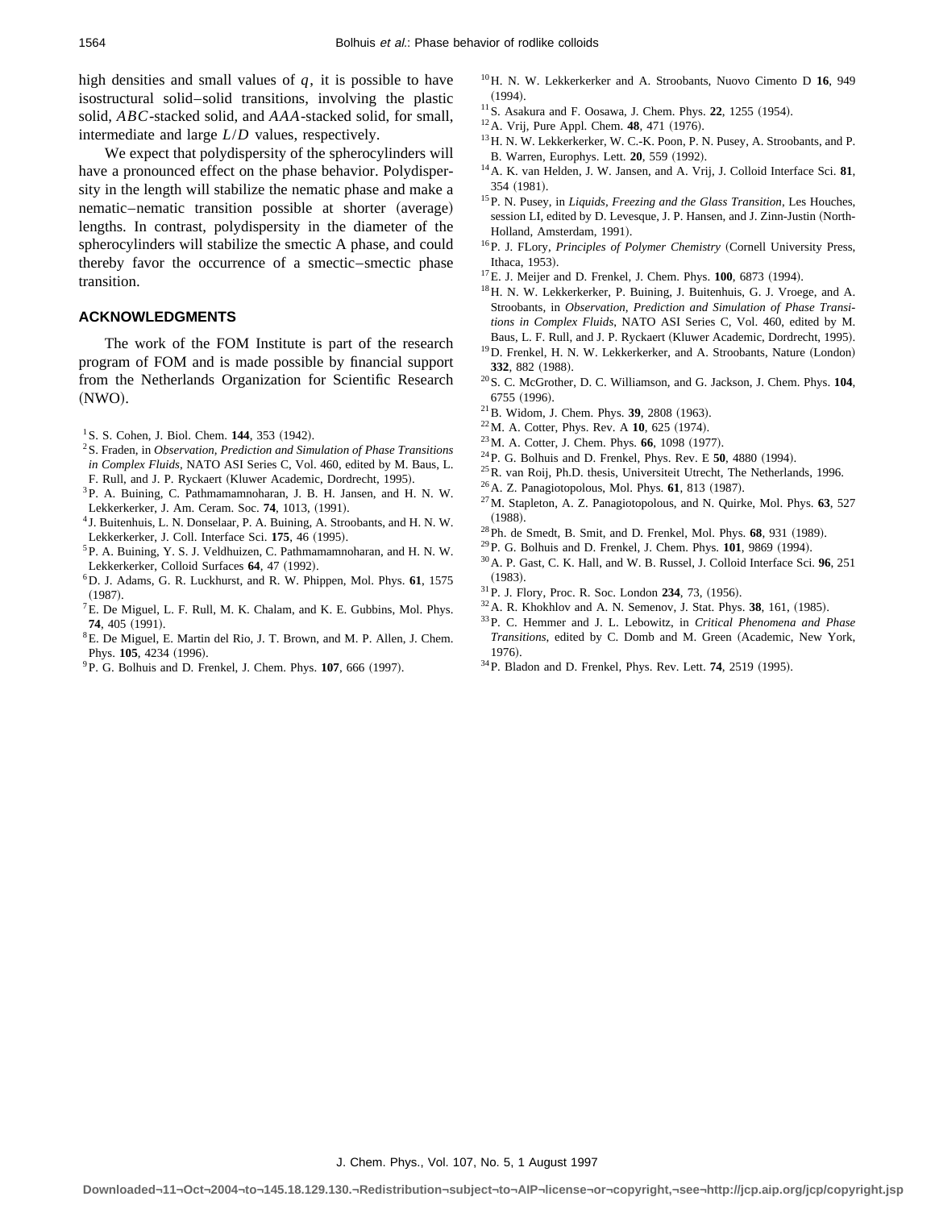high densities and small values of $q$, it is possible to have isostructural solid–solid transitions, involving the plastic solid, $ABC$-stacked solid, and $AAA$-stacked solid, for small, intermediate and large $L/D$ values, respectively.

We expect that polydispersity of the spherocylinders will have a pronounced effect on the phase behavior. Polydispersity in the length will stabilize the nematic phase and make a nematic–nematic transition possible at shorter (average) lengths. In contrast, polydispersity in the diameter of the spherocylinders will stabilize the smectic A phase, and could thereby favor the occurrence of a smectic–smectic phase transition.

## ACKNOWLEDGMENTS

The work of the FOM Institute is part of the research program of FOM and is made possible by financial support from the Netherlands Organization for Scientific Research (NWO).

[1] S. S. Cohen, J. Biol. Chem. **144**, 353 (1942).

[2] S. Fraden, in *Observation, Prediction and Simulation of Phase Transitions in Complex Fluids*, NATO ASI Series C, Vol. 460, edited by M. Baus, L. F. Rull, and J. P. Ryckaert (Kluwer Academic, Dordrecht, 1995).

[3] P. A. Buining, C. Pathmamamnoharan, J. B. H. Jansen, and H. N. W. Lekkerkerker, J. Am. Ceram. Soc. **74**, 1013, (1991).

[4] J. Buitenhuis, L. N. Donselaar, P. A. Buining, A. Stroobants, and H. N. W. Lekkerkerker, J. Coll. Interface Sci. **175**, 46 (1995).

[5] P. A. Buining, Y. S. J. Veldhuizen, C. Pathmamamnoharan, and H. N. W. Lekkerkerker, Colloid Surfaces **64**, 47 (1992).

[6] D. J. Adams, G. R. Luckhurst, and R. W. Phippen, Mol. Phys. **61**, 1575 (1987).

[7] E. De Miguel, L. F. Rull, M. K. Chalam, and K. E. Gubbins, Mol. Phys. **74**, 405 (1991).

[8] E. De Miguel, E. Martin del Rio, J. T. Brown, and M. P. Allen, J. Chem. Phys. **105**, 4234 (1996).

[9] P. G. Bolhuis and D. Frenkel, J. Chem. Phys. **107**, 666 (1997).

[10] H. N. W. Lekkerkerker and A. Stroobants, Nuovo Cimento D **16**, 949 (1994).

[11] S. Asakura and F. Oosawa, J. Chem. Phys. **22**, 1255 (1954).

[12] A. Vrij, Pure Appl. Chem. **48**, 471 (1976).

[13] H. N. W. Lekkerkerker, W. C.-K. Poon, P. N. Pusey, A. Stroobants, and P. B. Warren, Europhys. Lett. **20**, 559 (1992).

[14] A. K. van Helden, J. W. Jansen, and A. Vrij, J. Colloid Interface Sci. **81**, 354 (1981).

[15] P. N. Pusey, in *Liquids, Freezing and the Glass Transition*, Les Houches, session LI, edited by D. Levesque, J. P. Hansen, and J. Zinn-Justin (North-Holland, Amsterdam, 1991).

[16] P. J. FLory, *Principles of Polymer Chemistry* (Cornell University Press, Ithaca, 1953).

[17] E. J. Meijer and D. Frenkel, J. Chem. Phys. **100**, 6873 (1994).

[18] H. N. W. Lekkerkerker, P. Buining, J. Buitenhuis, G. J. Vroege, and A. Stroobants, in *Observation, Prediction and Simulation of Phase Transitions in Complex Fluids*, NATO ASI Series C, Vol. 460, edited by M. Baus, L. F. Rull, and J. P. Ryckaert (Kluwer Academic, Dordrecht, 1995).

[19] D. Frenkel, H. N. W. Lekkerkerker, and A. Stroobants, Nature (London) **332**, 882 (1988).

[20] S. C. McGrother, D. C. Williamson, and G. Jackson, J. Chem. Phys. **104**, 6755 (1996).

[21] B. Widom, J. Chem. Phys. **39**, 2808 (1963).

[22] M. A. Cotter, Phys. Rev. A **10**, 625 (1974).

[23] M. A. Cotter, J. Chem. Phys. **66**, 1098 (1977).

[24] P. G. Bolhuis and D. Frenkel, Phys. Rev. E **50**, 4880 (1994).

[25] R. van Roij, Ph.D. thesis, Universiteit Utrecht, The Netherlands, 1996.

[26] A. Z. Panagiotopolous, Mol. Phys. **61**, 813 (1987).

[27] M. Stapleton, A. Z. Panagiotopolous, and N. Quirke, Mol. Phys. **63**, 527 (1988).

[28] Ph. de Smedt, B. Smit, and D. Frenkel, Mol. Phys. **68**, 931 (1989).

[29] P. G. Bolhuis and D. Frenkel, J. Chem. Phys. **101**, 9869 (1994).

[30] A. P. Gast, C. K. Hall, and W. B. Russel, J. Colloid Interface Sci. **96**, 251 (1983).

[31] P. J. Flory, Proc. R. Soc. London **234**, 73, (1956).

[32] A. R. Khokhlov and A. N. Semenov, J. Stat. Phys. **38**, 161, (1985).

[33] P. C. Hemmer and J. L. Lebowitz, in *Critical Phenomena and Phase Transitions*, edited by C. Domb and M. Green (Academic, New York, 1976).

[34] P. Bladon and D. Frenkel, Phys. Rev. Lett. **74**, 2519 (1995).